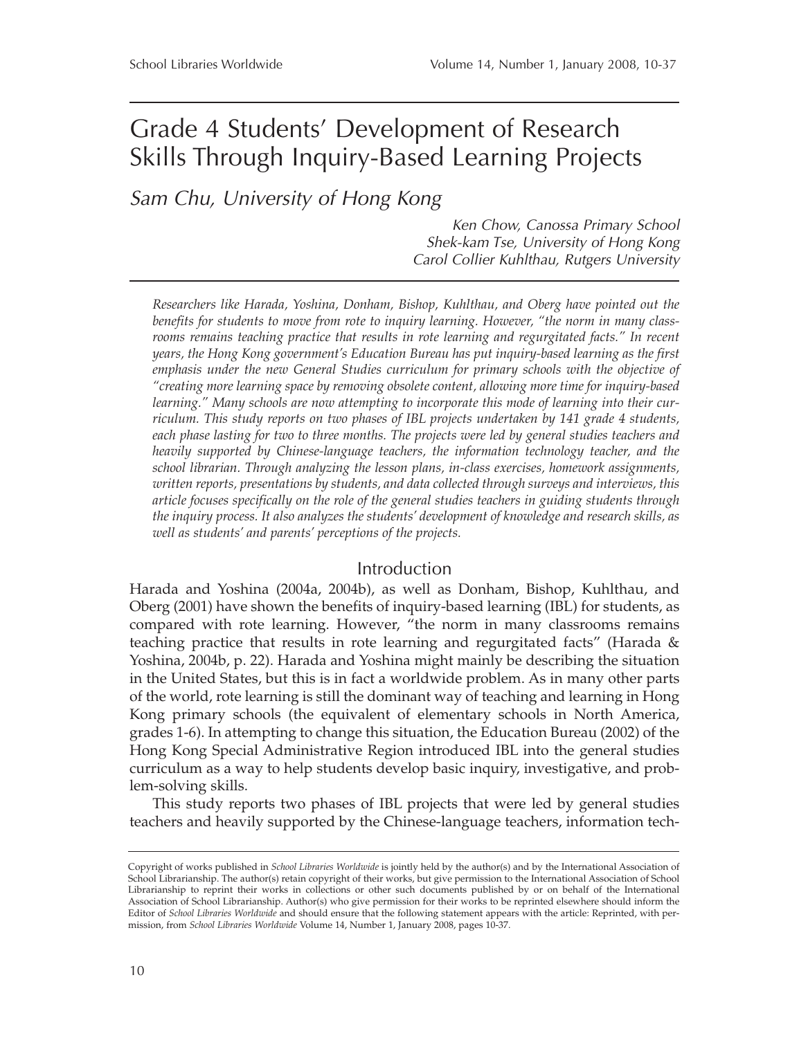# Grade 4 Students' Development of Research Skills Through Inquiry-Based Learning Projects

*Sam Chu, University of Hong Kong*

*Ken Chow, Canossa Primary School*
*Shek-kam Tse, University of Hong Kong*
*Carol Collier Kuhlthau, Rutgers University*

*Researchers like Harada, Yoshina, Donham, Bishop, Kuhlthau, and Oberg have pointed out the benefits for students to move from rote to inquiry learning. However, "the norm in many classrooms remains teaching practice that results in rote learning and regurgitated facts." In recent years, the Hong Kong government's Education Bureau has put inquiry-based learning as the first emphasis under the new General Studies curriculum for primary schools with the objective of "creating more learning space by removing obsolete content, allowing more time for inquiry-based learning." Many schools are now attempting to incorporate this mode of learning into their curriculum. This study reports on two phases of IBL projects undertaken by 141 grade 4 students, each phase lasting for two to three months. The projects were led by general studies teachers and heavily supported by Chinese-language teachers, the information technology teacher, and the school librarian. Through analyzing the lesson plans, in-class exercises, homework assignments, written reports, presentations by students, and data collected through surveys and interviews, this article focuses specifically on the role of the general studies teachers in guiding students through the inquiry process. It also analyzes the students' development of knowledge and research skills, as well as students' and parents' perceptions of the projects.*

## Introduction

Harada and Yoshina (2004a, 2004b), as well as Donham, Bishop, Kuhlthau, and Oberg (2001) have shown the benefits of inquiry-based learning (IBL) for students, as compared with rote learning. However, "the norm in many classrooms remains teaching practice that results in rote learning and regurgitated facts" (Harada & Yoshina, 2004b, p. 22). Harada and Yoshina might mainly be describing the situation in the United States, but this is in fact a worldwide problem. As in many other parts of the world, rote learning is still the dominant way of teaching and learning in Hong Kong primary schools (the equivalent of elementary schools in North America, grades 1-6). In attempting to change this situation, the Education Bureau (2002) of the Hong Kong Special Administrative Region introduced IBL into the general studies curriculum as a way to help students develop basic inquiry, investigative, and problem-solving skills.

This study reports two phases of IBL projects that were led by general studies teachers and heavily supported by the Chinese-language teachers, information tech-

Copyright of works published in *School Libraries Worldwide* is jointly held by the author(s) and by the International Association of School Librarianship. The author(s) retain copyright of their works, but give permission to the International Association of School Librarianship to reprint their works in collections or other such documents published by or on behalf of the International Association of School Librarianship. Author(s) who give permission for their works to be reprinted elsewhere should inform the Editor of *School Libraries Worldwide* and should ensure that the following statement appears with the article: Reprinted, with permission, from *School Libraries Worldwide* Volume 14, Number 1, January 2008, pages 10-37.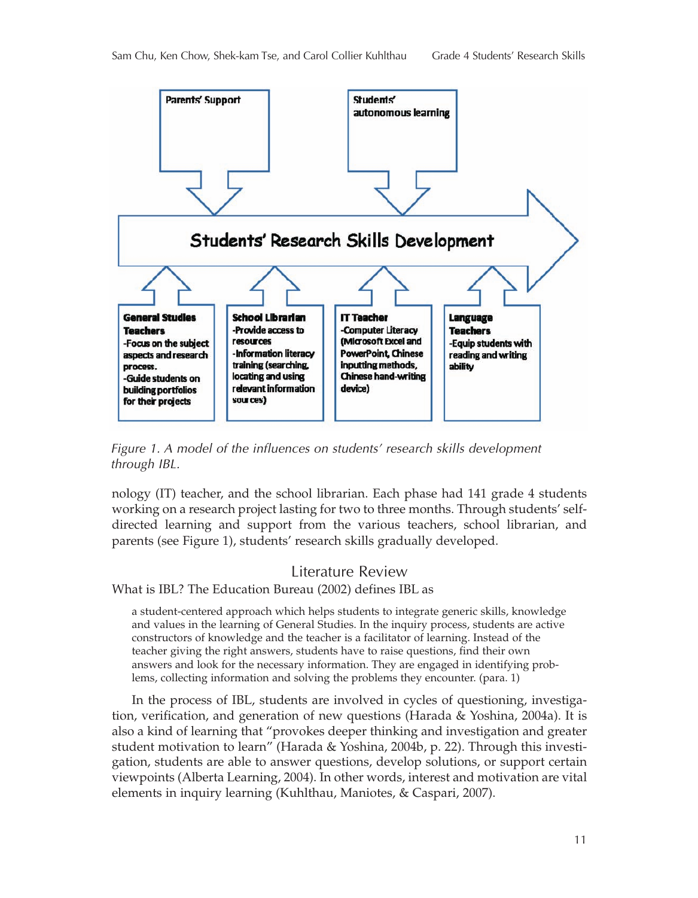Parents' Support

Students' autonomous learning

Students' Research Skills Development

**General Studies Teachers**
-Focus on the subject aspects and research process.
-Guide students on building portfolios for their projects

**School Librarian**
-Provide access to resources
-Information literacy training (searching, locating and using relevant information sources)

**IT Teacher**
-Computer Literacy (Microsoft Excel and PowerPoint, Chinese inputting methods, Chinese hand-writing device)

**Language Teachers**
-Equip students with reading and writing ability

*Figure 1. A model of the influences on students' research skills development through IBL.*

nology (IT) teacher, and the school librarian. Each phase had 141 grade 4 students working on a research project lasting for two to three months. Through students' self-directed learning and support from the various teachers, school librarian, and parents (see Figure 1), students' research skills gradually developed.

## Literature Review

What is IBL? The Education Bureau (2002) defines IBL as

> a student-centered approach which helps students to integrate generic skills, knowledge and values in the learning of General Studies. In the inquiry process, students are active constructors of knowledge and the teacher is a facilitator of learning. Instead of the teacher giving the right answers, students have to raise questions, find their own answers and look for the necessary information. They are engaged in identifying problems, collecting information and solving the problems they encounter. (para. 1)

In the process of IBL, students are involved in cycles of questioning, investigation, verification, and generation of new questions (Harada & Yoshina, 2004a). It is also a kind of learning that "provokes deeper thinking and investigation and greater student motivation to learn" (Harada & Yoshina, 2004b, p. 22). Through this investigation, students are able to answer questions, develop solutions, or support certain viewpoints (Alberta Learning, 2004). In other words, interest and motivation are vital elements in inquiry learning (Kuhlthau, Maniotes, & Caspari, 2007).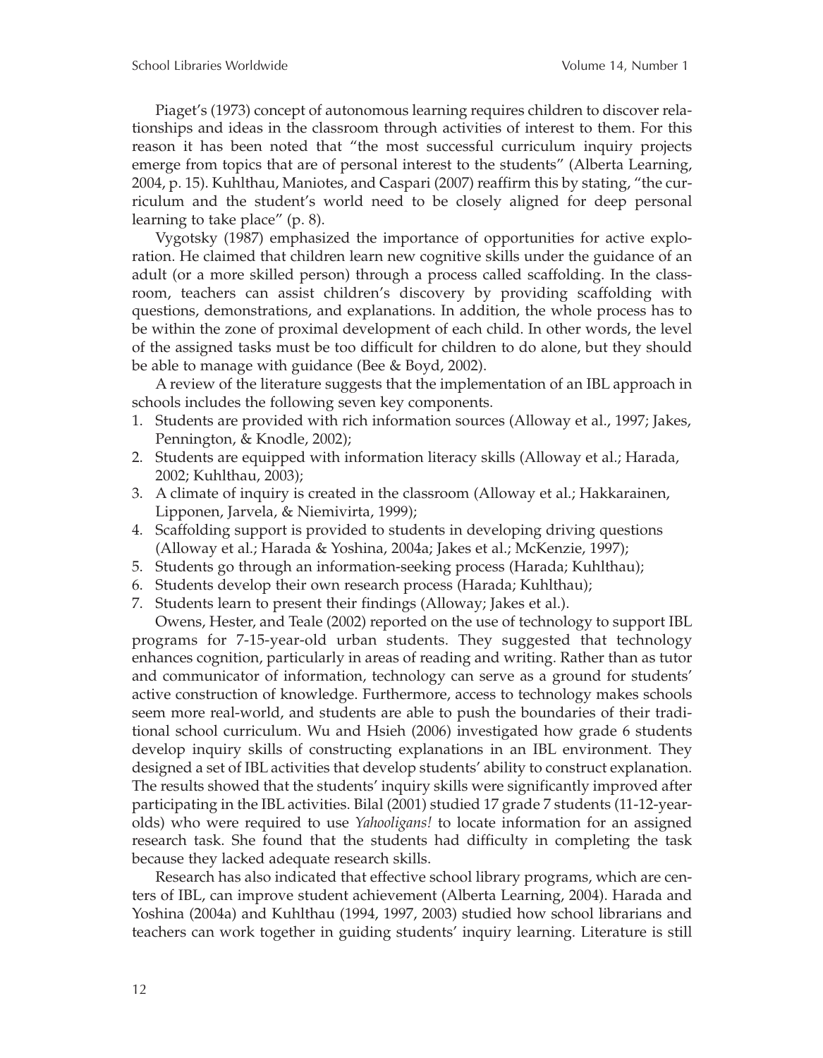Piaget's (1973) concept of autonomous learning requires children to discover relationships and ideas in the classroom through activities of interest to them. For this reason it has been noted that "the most successful curriculum inquiry projects emerge from topics that are of personal interest to the students" (Alberta Learning, 2004, p. 15). Kuhlthau, Maniotes, and Caspari (2007) reaffirm this by stating, "the curriculum and the student's world need to be closely aligned for deep personal learning to take place" (p. 8).

Vygotsky (1987) emphasized the importance of opportunities for active exploration. He claimed that children learn new cognitive skills under the guidance of an adult (or a more skilled person) through a process called scaffolding. In the classroom, teachers can assist children's discovery by providing scaffolding with questions, demonstrations, and explanations. In addition, the whole process has to be within the zone of proximal development of each child. In other words, the level of the assigned tasks must be too difficult for children to do alone, but they should be able to manage with guidance (Bee & Boyd, 2002).

A review of the literature suggests that the implementation of an IBL approach in schools includes the following seven key components.

1. Students are provided with rich information sources (Alloway et al., 1997; Jakes, Pennington, & Knodle, 2002);
2. Students are equipped with information literacy skills (Alloway et al.; Harada, 2002; Kuhlthau, 2003);
3. A climate of inquiry is created in the classroom (Alloway et al.; Hakkarainen, Lipponen, Jarvela, & Niemivirta, 1999);
4. Scaffolding support is provided to students in developing driving questions (Alloway et al.; Harada & Yoshina, 2004a; Jakes et al.; McKenzie, 1997);
5. Students go through an information-seeking process (Harada; Kuhlthau);
6. Students develop their own research process (Harada; Kuhlthau);
7. Students learn to present their findings (Alloway; Jakes et al.).

Owens, Hester, and Teale (2002) reported on the use of technology to support IBL programs for 7-15-year-old urban students. They suggested that technology enhances cognition, particularly in areas of reading and writing. Rather than as tutor and communicator of information, technology can serve as a ground for students' active construction of knowledge. Furthermore, access to technology makes schools seem more real-world, and students are able to push the boundaries of their traditional school curriculum. Wu and Hsieh (2006) investigated how grade 6 students develop inquiry skills of constructing explanations in an IBL environment. They designed a set of IBL activities that develop students' ability to construct explanation. The results showed that the students' inquiry skills were significantly improved after participating in the IBL activities. Bilal (2001) studied 17 grade 7 students (11-12-year-olds) who were required to use *Yahooligans!* to locate information for an assigned research task. She found that the students had difficulty in completing the task because they lacked adequate research skills.

Research has also indicated that effective school library programs, which are centers of IBL, can improve student achievement (Alberta Learning, 2004). Harada and Yoshina (2004a) and Kuhlthau (1994, 1997, 2003) studied how school librarians and teachers can work together in guiding students' inquiry learning. Literature is still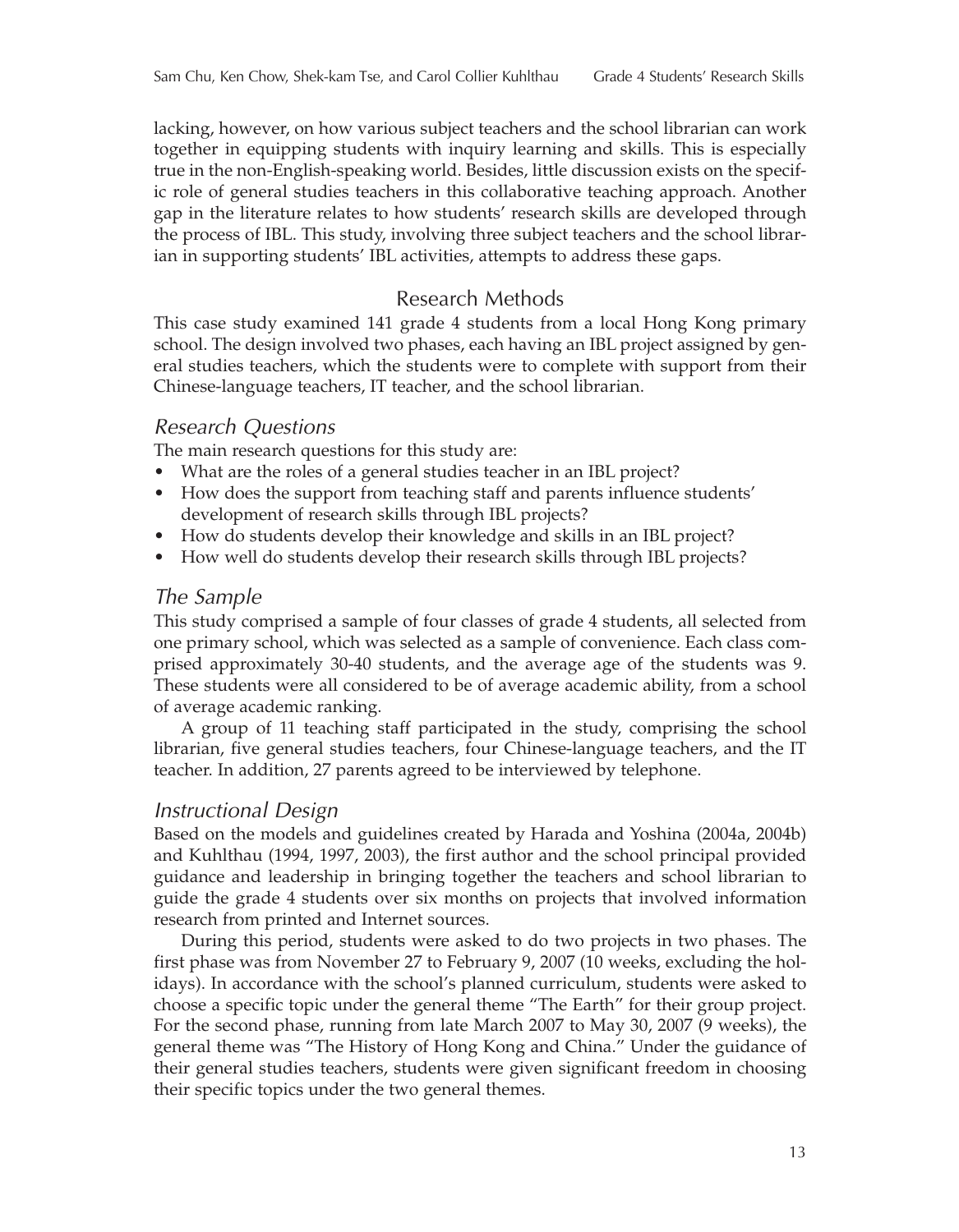lacking, however, on how various subject teachers and the school librarian can work together in equipping students with inquiry learning and skills. This is especially true in the non-English-speaking world. Besides, little discussion exists on the specific role of general studies teachers in this collaborative teaching approach. Another gap in the literature relates to how students' research skills are developed through the process of IBL. This study, involving three subject teachers and the school librarian in supporting students' IBL activities, attempts to address these gaps.

## Research Methods

This case study examined 141 grade 4 students from a local Hong Kong primary school. The design involved two phases, each having an IBL project assigned by general studies teachers, which the students were to complete with support from their Chinese-language teachers, IT teacher, and the school librarian.

### *Research Questions*

The main research questions for this study are:

- What are the roles of a general studies teacher in an IBL project?
- How does the support from teaching staff and parents influence students' development of research skills through IBL projects?
- How do students develop their knowledge and skills in an IBL project?
- How well do students develop their research skills through IBL projects?

### *The Sample*

This study comprised a sample of four classes of grade 4 students, all selected from one primary school, which was selected as a sample of convenience. Each class comprised approximately 30-40 students, and the average age of the students was 9. These students were all considered to be of average academic ability, from a school of average academic ranking.

A group of 11 teaching staff participated in the study, comprising the school librarian, five general studies teachers, four Chinese-language teachers, and the IT teacher. In addition, 27 parents agreed to be interviewed by telephone.

### *Instructional Design*

Based on the models and guidelines created by Harada and Yoshina (2004a, 2004b) and Kuhlthau (1994, 1997, 2003), the first author and the school principal provided guidance and leadership in bringing together the teachers and school librarian to guide the grade 4 students over six months on projects that involved information research from printed and Internet sources.

During this period, students were asked to do two projects in two phases. The first phase was from November 27 to February 9, 2007 (10 weeks, excluding the holidays). In accordance with the school's planned curriculum, students were asked to choose a specific topic under the general theme "The Earth" for their group project. For the second phase, running from late March 2007 to May 30, 2007 (9 weeks), the general theme was "The History of Hong Kong and China." Under the guidance of their general studies teachers, students were given significant freedom in choosing their specific topics under the two general themes.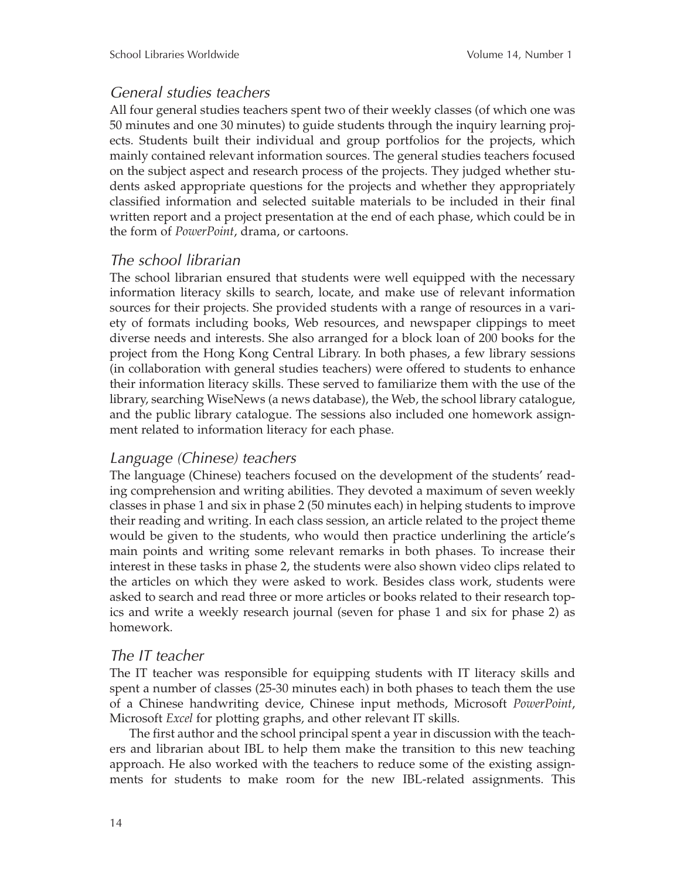### *General studies teachers*

All four general studies teachers spent two of their weekly classes (of which one was 50 minutes and one 30 minutes) to guide students through the inquiry learning projects. Students built their individual and group portfolios for the projects, which mainly contained relevant information sources. The general studies teachers focused on the subject aspect and research process of the projects. They judged whether students asked appropriate questions for the projects and whether they appropriately classified information and selected suitable materials to be included in their final written report and a project presentation at the end of each phase, which could be in the form of *PowerPoint*, drama, or cartoons.

### *The school librarian*

The school librarian ensured that students were well equipped with the necessary information literacy skills to search, locate, and make use of relevant information sources for their projects. She provided students with a range of resources in a variety of formats including books, Web resources, and newspaper clippings to meet diverse needs and interests. She also arranged for a block loan of 200 books for the project from the Hong Kong Central Library. In both phases, a few library sessions (in collaboration with general studies teachers) were offered to students to enhance their information literacy skills. These served to familiarize them with the use of the library, searching WiseNews (a news database), the Web, the school library catalogue, and the public library catalogue. The sessions also included one homework assignment related to information literacy for each phase.

### *Language (Chinese) teachers*

The language (Chinese) teachers focused on the development of the students' reading comprehension and writing abilities. They devoted a maximum of seven weekly classes in phase 1 and six in phase 2 (50 minutes each) in helping students to improve their reading and writing. In each class session, an article related to the project theme would be given to the students, who would then practice underlining the article's main points and writing some relevant remarks in both phases. To increase their interest in these tasks in phase 2, the students were also shown video clips related to the articles on which they were asked to work. Besides class work, students were asked to search and read three or more articles or books related to their research topics and write a weekly research journal (seven for phase 1 and six for phase 2) as homework.

### *The IT teacher*

The IT teacher was responsible for equipping students with IT literacy skills and spent a number of classes (25-30 minutes each) in both phases to teach them the use of a Chinese handwriting device, Chinese input methods, Microsoft *PowerPoint*, Microsoft *Excel* for plotting graphs, and other relevant IT skills.

The first author and the school principal spent a year in discussion with the teachers and librarian about IBL to help them make the transition to this new teaching approach. He also worked with the teachers to reduce some of the existing assignments for students to make room for the new IBL-related assignments. This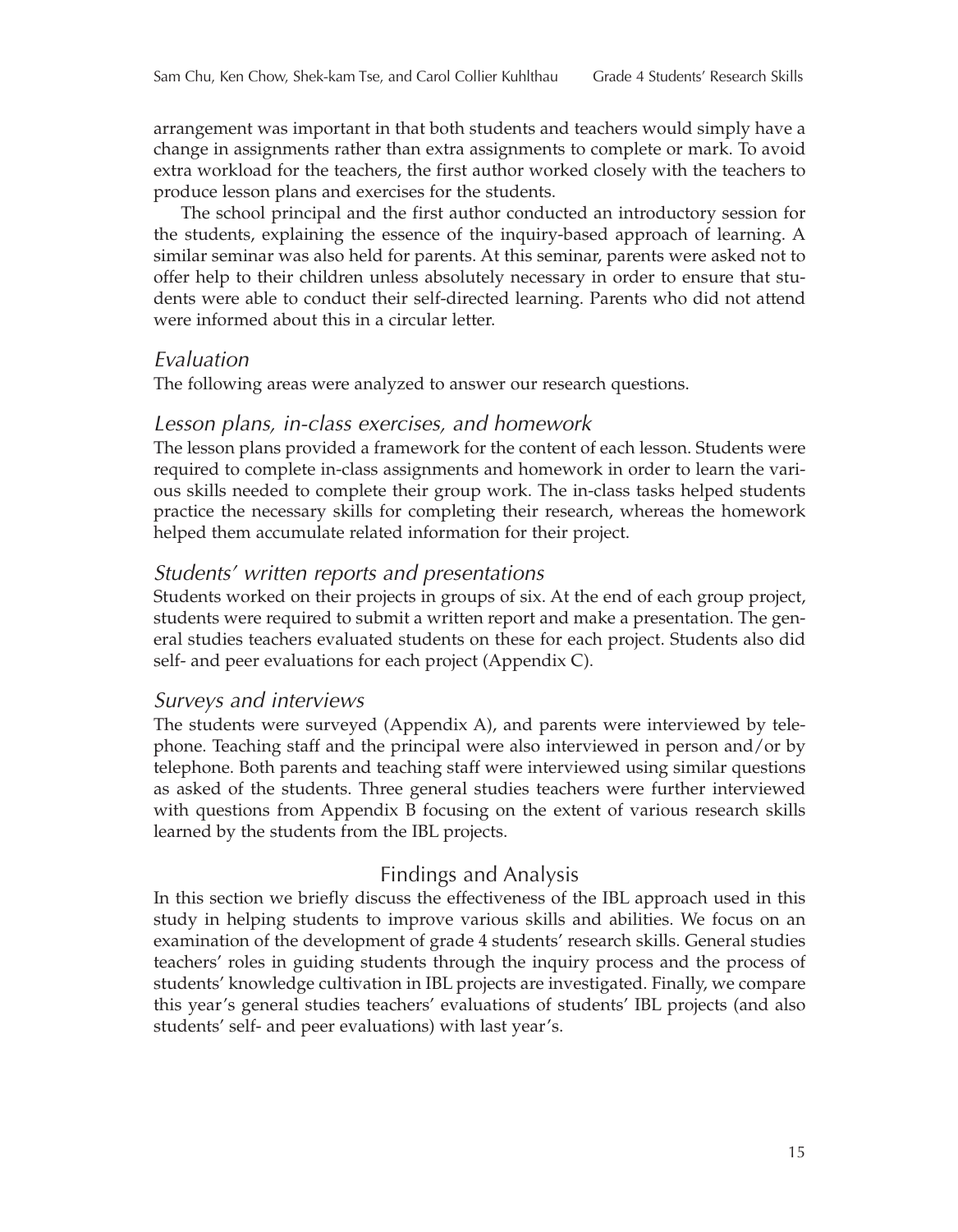arrangement was important in that both students and teachers would simply have a change in assignments rather than extra assignments to complete or mark. To avoid extra workload for the teachers, the first author worked closely with the teachers to produce lesson plans and exercises for the students.

The school principal and the first author conducted an introductory session for the students, explaining the essence of the inquiry-based approach of learning. A similar seminar was also held for parents. At this seminar, parents were asked not to offer help to their children unless absolutely necessary in order to ensure that students were able to conduct their self-directed learning. Parents who did not attend were informed about this in a circular letter.

### *Evaluation*

The following areas were analyzed to answer our research questions.

### *Lesson plans, in-class exercises, and homework*

The lesson plans provided a framework for the content of each lesson. Students were required to complete in-class assignments and homework in order to learn the various skills needed to complete their group work. The in-class tasks helped students practice the necessary skills for completing their research, whereas the homework helped them accumulate related information for their project.

### *Students' written reports and presentations*

Students worked on their projects in groups of six. At the end of each group project, students were required to submit a written report and make a presentation. The general studies teachers evaluated students on these for each project. Students also did self- and peer evaluations for each project (Appendix C).

### *Surveys and interviews*

The students were surveyed (Appendix A), and parents were interviewed by telephone. Teaching staff and the principal were also interviewed in person and/or by telephone. Both parents and teaching staff were interviewed using similar questions as asked of the students. Three general studies teachers were further interviewed with questions from Appendix B focusing on the extent of various research skills learned by the students from the IBL projects.

## Findings and Analysis

In this section we briefly discuss the effectiveness of the IBL approach used in this study in helping students to improve various skills and abilities. We focus on an examination of the development of grade 4 students' research skills. General studies teachers' roles in guiding students through the inquiry process and the process of students' knowledge cultivation in IBL projects are investigated. Finally, we compare this year's general studies teachers' evaluations of students' IBL projects (and also students' self- and peer evaluations) with last year's.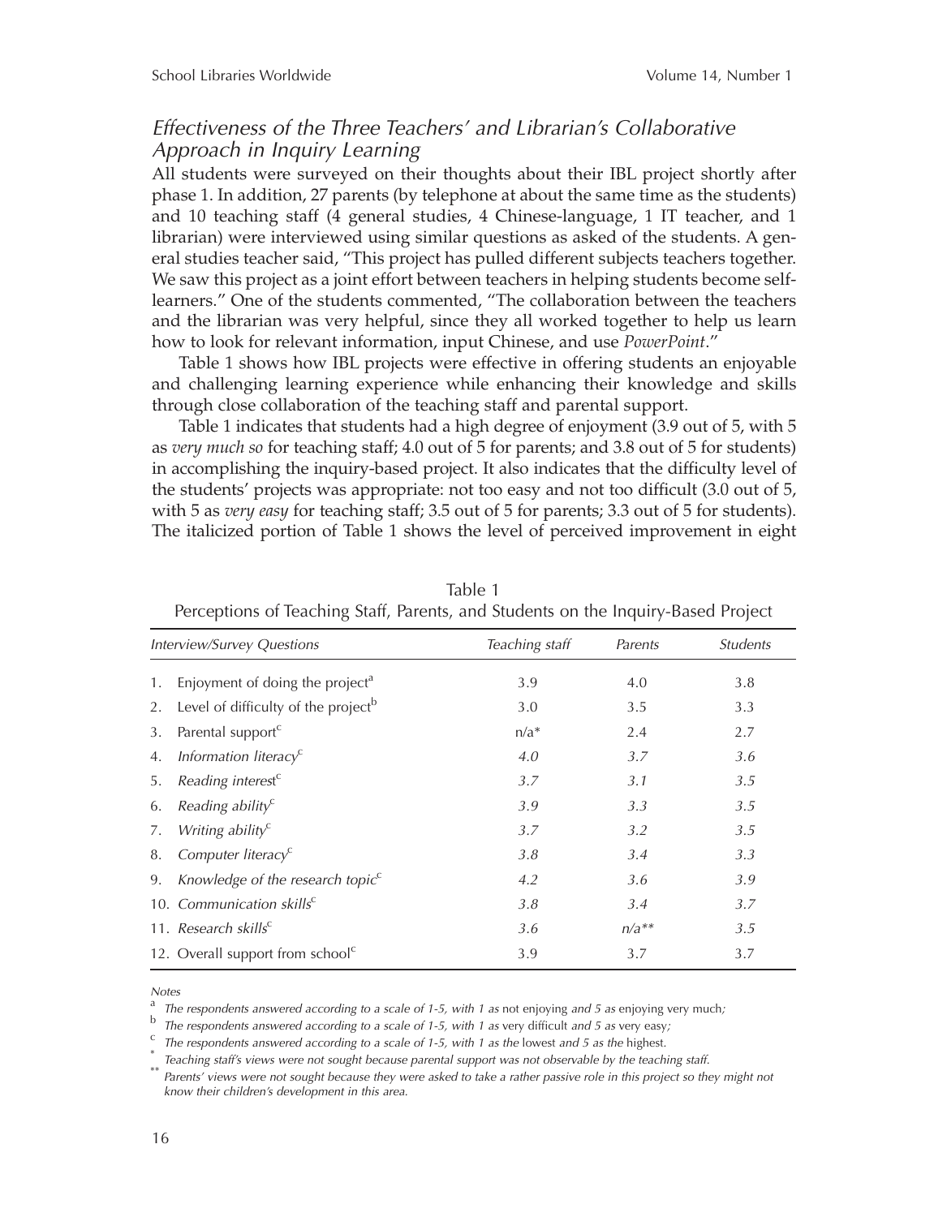### *Effectiveness of the Three Teachers' and Librarian's Collaborative Approach in Inquiry Learning*

All students were surveyed on their thoughts about their IBL project shortly after phase 1. In addition, 27 parents (by telephone at about the same time as the students) and 10 teaching staff (4 general studies, 4 Chinese-language, 1 IT teacher, and 1 librarian) were interviewed using similar questions as asked of the students. A general studies teacher said, "This project has pulled different subjects teachers together. We saw this project as a joint effort between teachers in helping students become self-learners." One of the students commented, "The collaboration between the teachers and the librarian was very helpful, since they all worked together to help us learn how to look for relevant information, input Chinese, and use *PowerPoint*."

Table 1 shows how IBL projects were effective in offering students an enjoyable and challenging learning experience while enhancing their knowledge and skills through close collaboration of the teaching staff and parental support.

Table 1 indicates that students had a high degree of enjoyment (3.9 out of 5, with 5 as *very much so* for teaching staff; 4.0 out of 5 for parents; and 3.8 out of 5 for students) in accomplishing the inquiry-based project. It also indicates that the difficulty level of the students' projects was appropriate: not too easy and not too difficult (3.0 out of 5, with 5 as *very easy* for teaching staff; 3.5 out of 5 for parents; 3.3 out of 5 for students). The italicized portion of Table 1 shows the level of perceived improvement in eight

Table 1
Perceptions of Teaching Staff, Parents, and Students on the Inquiry-Based Project

| *Interview/Survey Questions* | *Teaching staff* | *Parents* | *Students* |
|---|---|---|---|
| 1. Enjoyment of doing the project[a] | 3.9 | 4.0 | 3.8 |
| 2. Level of difficulty of the project[b] | 3.0 | 3.5 | 3.3 |
| 3. Parental support[c] | n/a* | 2.4 | 2.7 |
| 4. *Information literacy*[c] | *4.0* | *3.7* | *3.6* |
| 5. *Reading interest*[c] | *3.7* | *3.1* | *3.5* |
| 6. *Reading ability*[c] | *3.9* | *3.3* | *3.5* |
| 7. *Writing ability*[c] | *3.7* | *3.2* | *3.5* |
| 8. *Computer literacy*[c] | *3.8* | *3.4* | *3.3* |
| 9. *Knowledge of the research topic*[c] | *4.2* | *3.6* | *3.9* |
| 10. *Communication skills*[c] | *3.8* | *3.4* | *3.7* |
| 11. *Research skills*[c] | *3.6* | *n/a*** | *3.5* |
| 12. Overall support from school[c] | 3.9 | 3.7 | 3.7 |

*Notes*

[a] *The respondents answered according to a scale of 1-5, with 1 as* not enjoying *and 5 as* enjoying very much*;*

[b] *The respondents answered according to a scale of 1-5, with 1 as* very difficult *and 5 as* very easy*;*

[c] *The respondents answered according to a scale of 1-5, with 1 as the* lowest *and 5 as the* highest.

\* *Teaching staff's views were not sought because parental support was not observable by the teaching staff.*

\*\* *Parents' views were not sought because they were asked to take a rather passive role in this project so they might not know their children's development in this area.*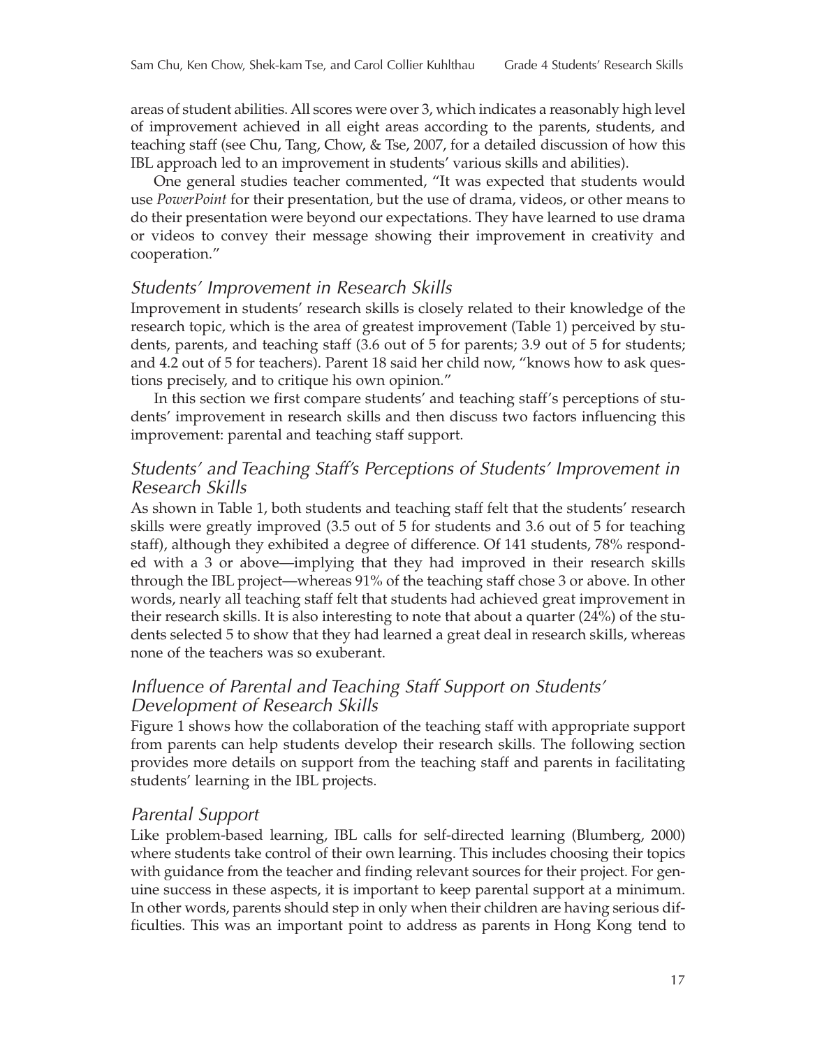areas of student abilities. All scores were over 3, which indicates a reasonably high level of improvement achieved in all eight areas according to the parents, students, and teaching staff (see Chu, Tang, Chow, & Tse, 2007, for a detailed discussion of how this IBL approach led to an improvement in students' various skills and abilities).

One general studies teacher commented, "It was expected that students would use *PowerPoint* for their presentation, but the use of drama, videos, or other means to do their presentation were beyond our expectations. They have learned to use drama or videos to convey their message showing their improvement in creativity and cooperation."

### *Students' Improvement in Research Skills*

Improvement in students' research skills is closely related to their knowledge of the research topic, which is the area of greatest improvement (Table 1) perceived by students, parents, and teaching staff (3.6 out of 5 for parents; 3.9 out of 5 for students; and 4.2 out of 5 for teachers). Parent 18 said her child now, "knows how to ask questions precisely, and to critique his own opinion."

In this section we first compare students' and teaching staff's perceptions of students' improvement in research skills and then discuss two factors influencing this improvement: parental and teaching staff support.

### *Students' and Teaching Staff's Perceptions of Students' Improvement in Research Skills*

As shown in Table 1, both students and teaching staff felt that the students' research skills were greatly improved (3.5 out of 5 for students and 3.6 out of 5 for teaching staff), although they exhibited a degree of difference. Of 141 students, 78% responded with a 3 or above—implying that they had improved in their research skills through the IBL project—whereas 91% of the teaching staff chose 3 or above. In other words, nearly all teaching staff felt that students had achieved great improvement in their research skills. It is also interesting to note that about a quarter (24%) of the students selected 5 to show that they had learned a great deal in research skills, whereas none of the teachers was so exuberant.

### *Influence of Parental and Teaching Staff Support on Students' Development of Research Skills*

Figure 1 shows how the collaboration of the teaching staff with appropriate support from parents can help students develop their research skills. The following section provides more details on support from the teaching staff and parents in facilitating students' learning in the IBL projects.

### *Parental Support*

Like problem-based learning, IBL calls for self-directed learning (Blumberg, 2000) where students take control of their own learning. This includes choosing their topics with guidance from the teacher and finding relevant sources for their project. For genuine success in these aspects, it is important to keep parental support at a minimum. In other words, parents should step in only when their children are having serious difficulties. This was an important point to address as parents in Hong Kong tend to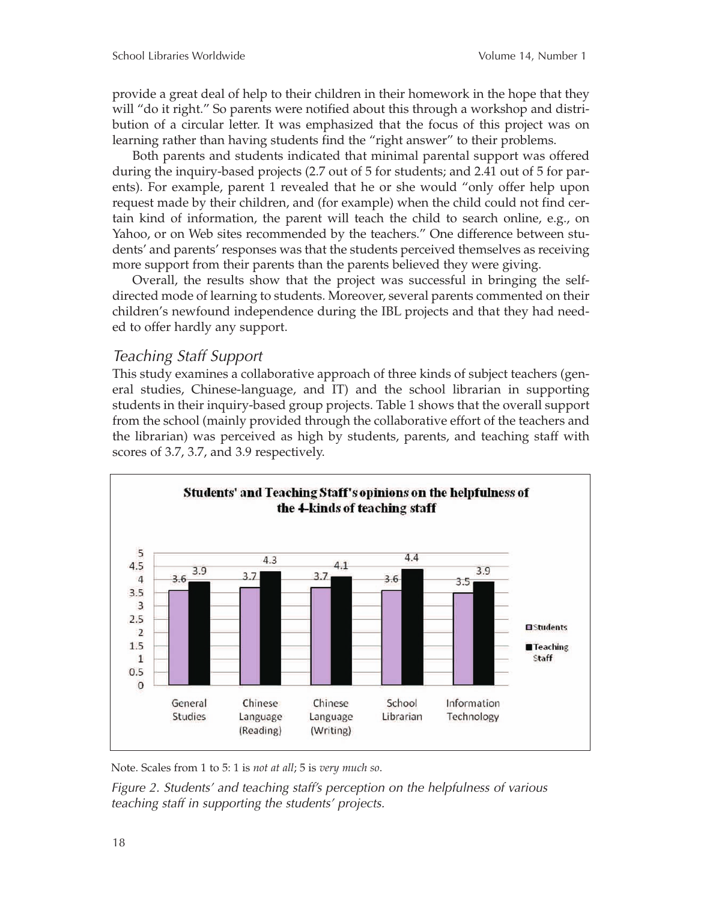provide a great deal of help to their children in their homework in the hope that they will "do it right." So parents were notified about this through a workshop and distribution of a circular letter. It was emphasized that the focus of this project was on learning rather than having students find the "right answer" to their problems.

Both parents and students indicated that minimal parental support was offered during the inquiry-based projects (2.7 out of 5 for students; and 2.41 out of 5 for parents). For example, parent 1 revealed that he or she would "only offer help upon request made by their children, and (for example) when the child could not find certain kind of information, the parent will teach the child to search online, e.g., on Yahoo, or on Web sites recommended by the teachers." One difference between students' and parents' responses was that the students perceived themselves as receiving more support from their parents than the parents believed they were giving.

Overall, the results show that the project was successful in bringing the self-directed mode of learning to students. Moreover, several parents commented on their children's newfound independence during the IBL projects and that they had needed to offer hardly any support.

### *Teaching Staff Support*

This study examines a collaborative approach of three kinds of subject teachers (general studies, Chinese-language, and IT) and the school librarian in supporting students in their inquiry-based group projects. Table 1 shows that the overall support from the school (mainly provided through the collaborative effort of the teachers and the librarian) was perceived as high by students, parents, and teaching staff with scores of 3.7, 3.7, and 3.9 respectively.

**Students' and Teaching Staff's opinions on the helpfulness of the 4-kinds of teaching staff**

| | General Studies | Chinese Language (Reading) | Chinese Language (Writing) | School Librarian | Information Technology |
|---|---|---|---|---|---|
| Students | 3.6 | 3.7 | 3.7 | 3.6 | 3.5 |
| Teaching Staff | 3.9 | 4.3 | 4.1 | 4.4 | 3.9 |

Note. Scales from 1 to 5: 1 is *not at all*; 5 is *very much so*.

*Figure 2. Students' and teaching staff's perception on the helpfulness of various teaching staff in supporting the students' projects.*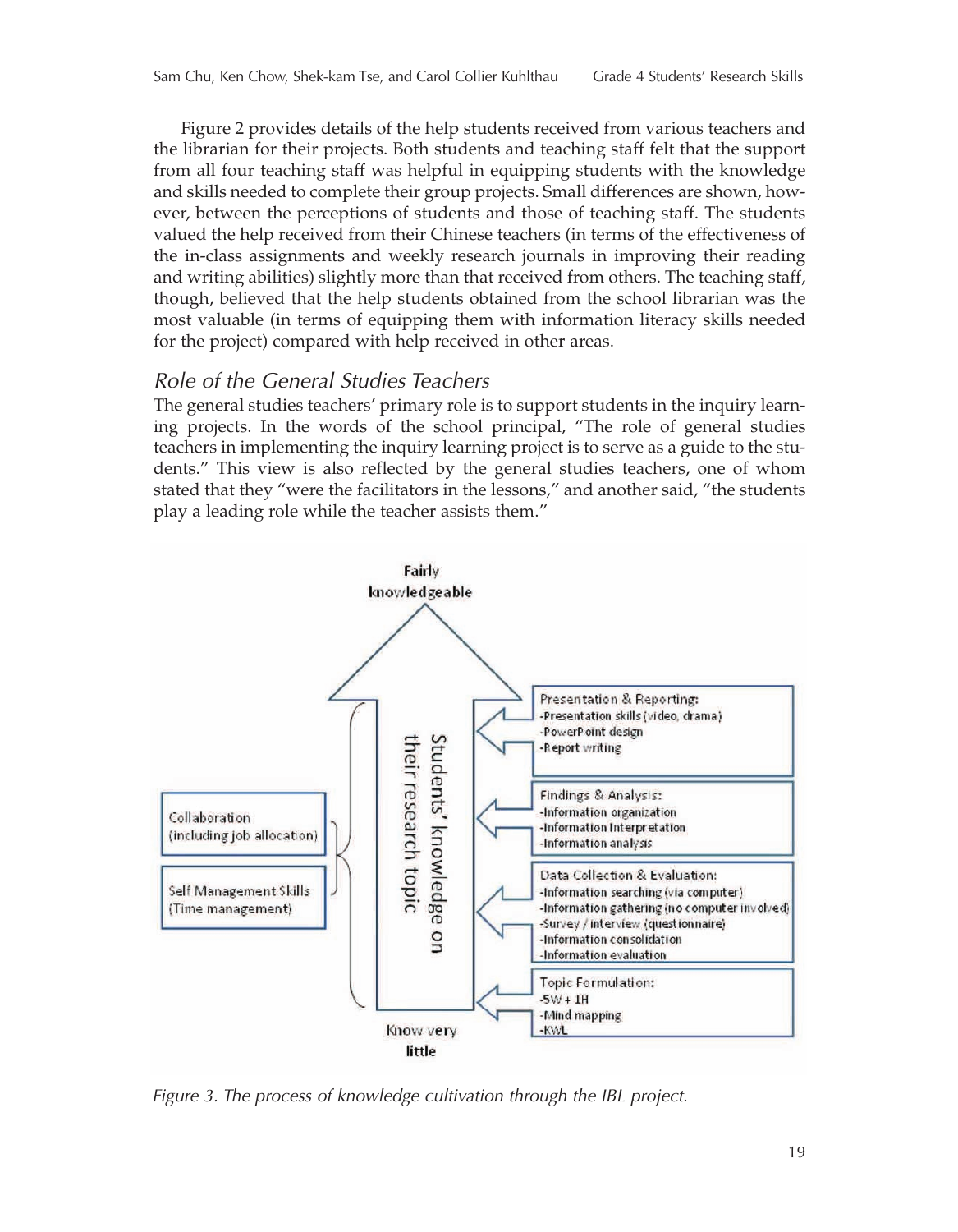Figure 2 provides details of the help students received from various teachers and the librarian for their projects. Both students and teaching staff felt that the support from all four teaching staff was helpful in equipping students with the knowledge and skills needed to complete their group projects. Small differences are shown, however, between the perceptions of students and those of teaching staff. The students valued the help received from their Chinese teachers (in terms of the effectiveness of the in-class assignments and weekly research journals in improving their reading and writing abilities) slightly more than that received from others. The teaching staff, though, believed that the help students obtained from the school librarian was the most valuable (in terms of equipping them with information literacy skills needed for the project) compared with help received in other areas.

## *Role of the General Studies Teachers*

The general studies teachers' primary role is to support students in the inquiry learning projects. In the words of the school principal, "The role of general studies teachers in implementing the inquiry learning project is to serve as a guide to the students." This view is also reflected by the general studies teachers, one of whom stated that they "were the facilitators in the lessons," and another said, "the students play a leading role while the teacher assists them."

Fairly knowledgeable

Students' knowledge on their research topic

Know very little

Collaboration (including job allocation)

Self Management Skills (Time management)

Presentation & Reporting:
- Presentation skills (video, drama)
- PowerPoint design
- Report writing

Findings & Analysis:
- Information organization
- Information Interpretation
- Information analysis

Data Collection & Evaluation:
- Information searching (via computer)
- Information gathering (no computer involved)
- Survey / interview (questionnaire)
- Information consolidation
- Information evaluation

Topic Formulation:
- 5W + 1H
- Mind mapping
- KWL

*Figure 3. The process of knowledge cultivation through the IBL project.*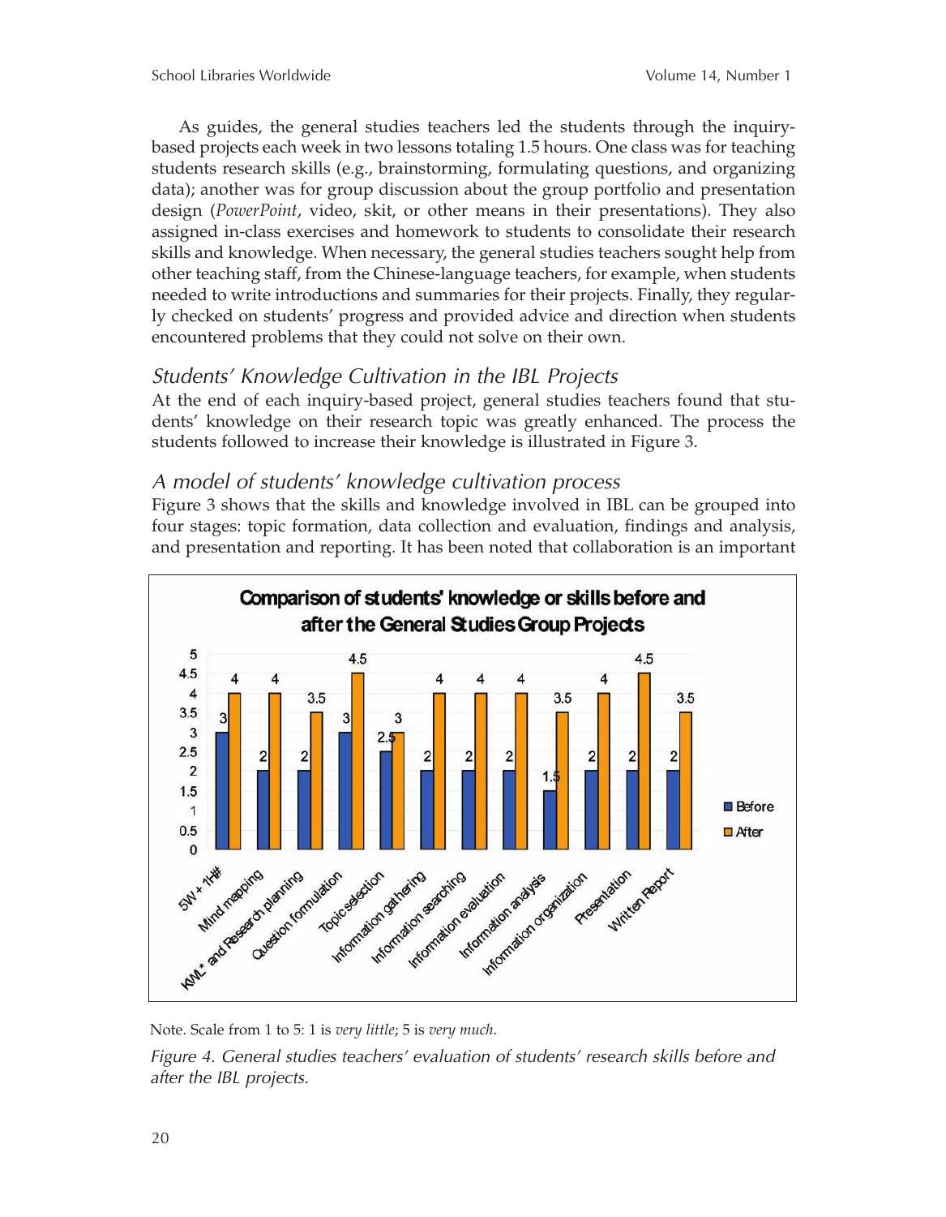As guides, the general studies teachers led the students through the inquiry-based projects each week in two lessons totaling 1.5 hours. One class was for teaching students research skills (e.g., brainstorming, formulating questions, and organizing data); another was for group discussion about the group portfolio and presentation design (*PowerPoint*, video, skit, or other means in their presentations). They also assigned in-class exercises and homework to students to consolidate their research skills and knowledge. When necessary, the general studies teachers sought help from other teaching staff, from the Chinese-language teachers, for example, when students needed to write introductions and summaries for their projects. Finally, they regularly checked on students' progress and provided advice and direction when students encountered problems that they could not solve on their own.

## *Students' Knowledge Cultivation in the IBL Projects*

At the end of each inquiry-based project, general studies teachers found that students' knowledge on their research topic was greatly enhanced. The process the students followed to increase their knowledge is illustrated in Figure 3.

### *A model of students' knowledge cultivation process*

Figure 3 shows that the skills and knowledge involved in IBL can be grouped into four stages: topic formation, data collection and evaluation, findings and analysis, and presentation and reporting. It has been noted that collaboration is an important

**Comparison of students' knowledge or skills before and after the General Studies Group Projects**

| Skill | Before | After |
|---|---|---|
| 5W + 1H# | 3 | 4 |
| Mind mapping | 2 | 4 |
| KWL* and Research planning | 2 | 3.5 |
| Question formulation | 3 | 4.5 |
| Topic selection | 2.5 | 3 |
| Information gathering | 2 | 4 |
| Information searching | 2 | 4 |
| Information evaluation | 2 | 4 |
| Information analysis | 1.5 | 3.5 |
| Information organization | 2 | 4 |
| Presentation | 2 | 4.5 |
| Written Report | 2 | 3.5 |

Note. Scale from 1 to 5: 1 is *very little*; 5 is *very much*.

*Figure 4. General studies teachers' evaluation of students' research skills before and after the IBL projects.*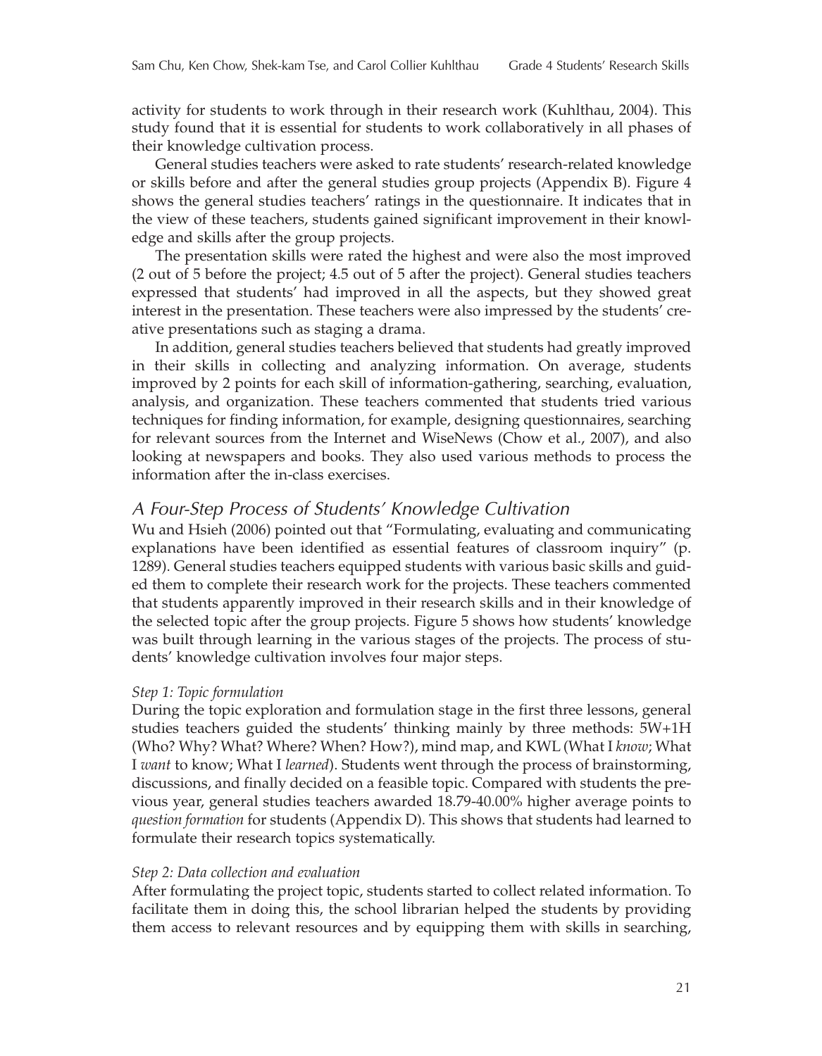activity for students to work through in their research work (Kuhlthau, 2004). This study found that it is essential for students to work collaboratively in all phases of their knowledge cultivation process.

General studies teachers were asked to rate students' research-related knowledge or skills before and after the general studies group projects (Appendix B). Figure 4 shows the general studies teachers' ratings in the questionnaire. It indicates that in the view of these teachers, students gained significant improvement in their knowledge and skills after the group projects.

The presentation skills were rated the highest and were also the most improved (2 out of 5 before the project; 4.5 out of 5 after the project). General studies teachers expressed that students' had improved in all the aspects, but they showed great interest in the presentation. These teachers were also impressed by the students' creative presentations such as staging a drama.

In addition, general studies teachers believed that students had greatly improved in their skills in collecting and analyzing information. On average, students improved by 2 points for each skill of information-gathering, searching, evaluation, analysis, and organization. These teachers commented that students tried various techniques for finding information, for example, designing questionnaires, searching for relevant sources from the Internet and WiseNews (Chow et al., 2007), and also looking at newspapers and books. They also used various methods to process the information after the in-class exercises.

## A Four-Step Process of Students' Knowledge Cultivation

Wu and Hsieh (2006) pointed out that "Formulating, evaluating and communicating explanations have been identified as essential features of classroom inquiry" (p. 1289). General studies teachers equipped students with various basic skills and guided them to complete their research work for the projects. These teachers commented that students apparently improved in their research skills and in their knowledge of the selected topic after the group projects. Figure 5 shows how students' knowledge was built through learning in the various stages of the projects. The process of students' knowledge cultivation involves four major steps.

*Step 1: Topic formulation*

During the topic exploration and formulation stage in the first three lessons, general studies teachers guided the students' thinking mainly by three methods: 5W+1H (Who? Why? What? Where? When? How?), mind map, and KWL (What I *know*; What I *want* to know; What I *learned*). Students went through the process of brainstorming, discussions, and finally decided on a feasible topic. Compared with students the previous year, general studies teachers awarded 18.79-40.00% higher average points to *question formation* for students (Appendix D). This shows that students had learned to formulate their research topics systematically.

*Step 2: Data collection and evaluation*

After formulating the project topic, students started to collect related information. To facilitate them in doing this, the school librarian helped the students by providing them access to relevant resources and by equipping them with skills in searching,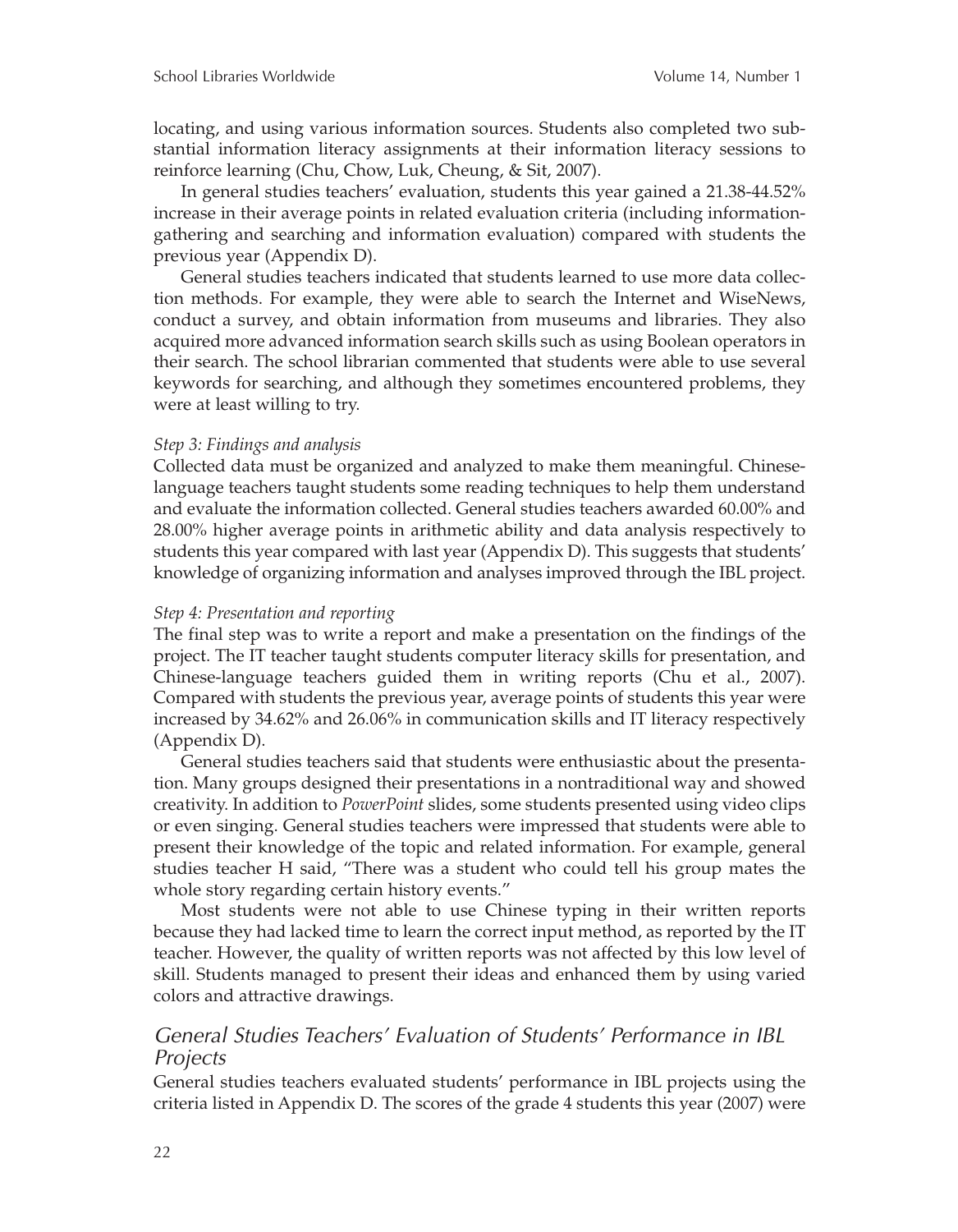locating, and using various information sources. Students also completed two substantial information literacy assignments at their information literacy sessions to reinforce learning (Chu, Chow, Luk, Cheung, & Sit, 2007).

In general studies teachers' evaluation, students this year gained a 21.38-44.52% increase in their average points in related evaluation criteria (including information-gathering and searching and information evaluation) compared with students the previous year (Appendix D).

General studies teachers indicated that students learned to use more data collection methods. For example, they were able to search the Internet and WiseNews, conduct a survey, and obtain information from museums and libraries. They also acquired more advanced information search skills such as using Boolean operators in their search. The school librarian commented that students were able to use several keywords for searching, and although they sometimes encountered problems, they were at least willing to try.

*Step 3: Findings and analysis*

Collected data must be organized and analyzed to make them meaningful. Chinese-language teachers taught students some reading techniques to help them understand and evaluate the information collected. General studies teachers awarded 60.00% and 28.00% higher average points in arithmetic ability and data analysis respectively to students this year compared with last year (Appendix D). This suggests that students' knowledge of organizing information and analyses improved through the IBL project.

*Step 4: Presentation and reporting*

The final step was to write a report and make a presentation on the findings of the project. The IT teacher taught students computer literacy skills for presentation, and Chinese-language teachers guided them in writing reports (Chu et al., 2007). Compared with students the previous year, average points of students this year were increased by 34.62% and 26.06% in communication skills and IT literacy respectively (Appendix D).

General studies teachers said that students were enthusiastic about the presentation. Many groups designed their presentations in a nontraditional way and showed creativity. In addition to *PowerPoint* slides, some students presented using video clips or even singing. General studies teachers were impressed that students were able to present their knowledge of the topic and related information. For example, general studies teacher H said, "There was a student who could tell his group mates the whole story regarding certain history events."

Most students were not able to use Chinese typing in their written reports because they had lacked time to learn the correct input method, as reported by the IT teacher. However, the quality of written reports was not affected by this low level of skill. Students managed to present their ideas and enhanced them by using varied colors and attractive drawings.

## *General Studies Teachers' Evaluation of Students' Performance in IBL Projects*

General studies teachers evaluated students' performance in IBL projects using the criteria listed in Appendix D. The scores of the grade 4 students this year (2007) were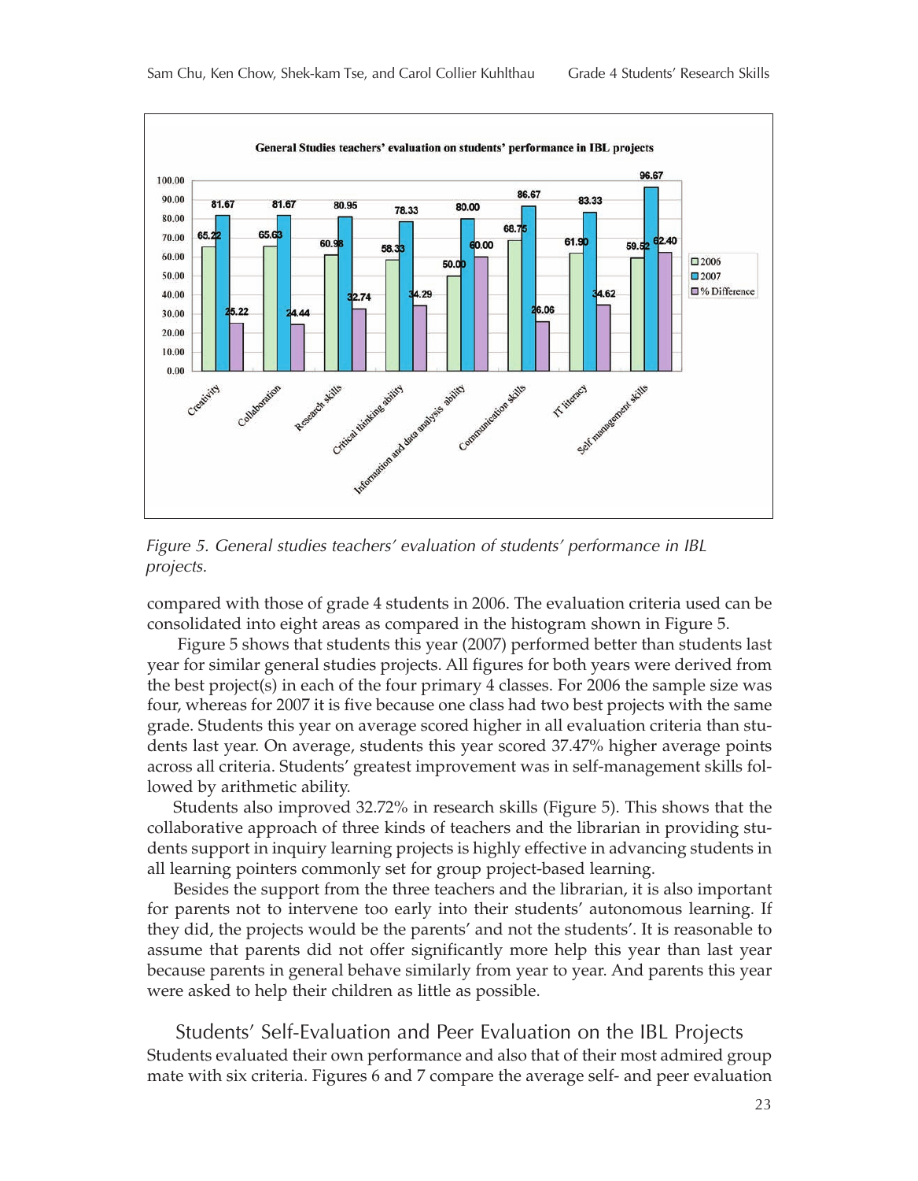**General Studies teachers' evaluation on students' performance in IBL projects**

| Criteria | 2006 | 2007 | % Difference |
|---|---|---|---|
| Creativity | 65.22 | 81.67 | 25.22 |
| Collaboration | 65.63 | 81.67 | 24.44 |
| Research skills | 60.98 | 80.95 | 32.74 |
| Critical thinking ability | 58.33 | 78.33 | 34.29 |
| Information and data analysis ability | 50.00 | 80.00 | 60.00 |
| Communication skills | 68.75 | 86.67 | 26.06 |
| IT literacy | 61.90 | 83.33 | 34.62 |
| Self management skills | 59.52 | 96.67 | 62.40 |

*Figure 5. General studies teachers' evaluation of students' performance in IBL projects.*

compared with those of grade 4 students in 2006. The evaluation criteria used can be consolidated into eight areas as compared in the histogram shown in Figure 5.

Figure 5 shows that students this year (2007) performed better than students last year for similar general studies projects. All figures for both years were derived from the best project(s) in each of the four primary 4 classes. For 2006 the sample size was four, whereas for 2007 it is five because one class had two best projects with the same grade. Students this year on average scored higher in all evaluation criteria than students last year. On average, students this year scored 37.47% higher average points across all criteria. Students' greatest improvement was in self-management skills followed by arithmetic ability.

Students also improved 32.72% in research skills (Figure 5). This shows that the collaborative approach of three kinds of teachers and the librarian in providing students support in inquiry learning projects is highly effective in advancing students in all learning pointers commonly set for group project-based learning.

Besides the support from the three teachers and the librarian, it is also important for parents not to intervene too early into their students' autonomous learning. If they did, the projects would be the parents' and not the students'. It is reasonable to assume that parents did not offer significantly more help this year than last year because parents in general behave similarly from year to year. And parents this year were asked to help their children as little as possible.

## Students' Self-Evaluation and Peer Evaluation on the IBL Projects

Students evaluated their own performance and also that of their most admired group mate with six criteria. Figures 6 and 7 compare the average self- and peer evaluation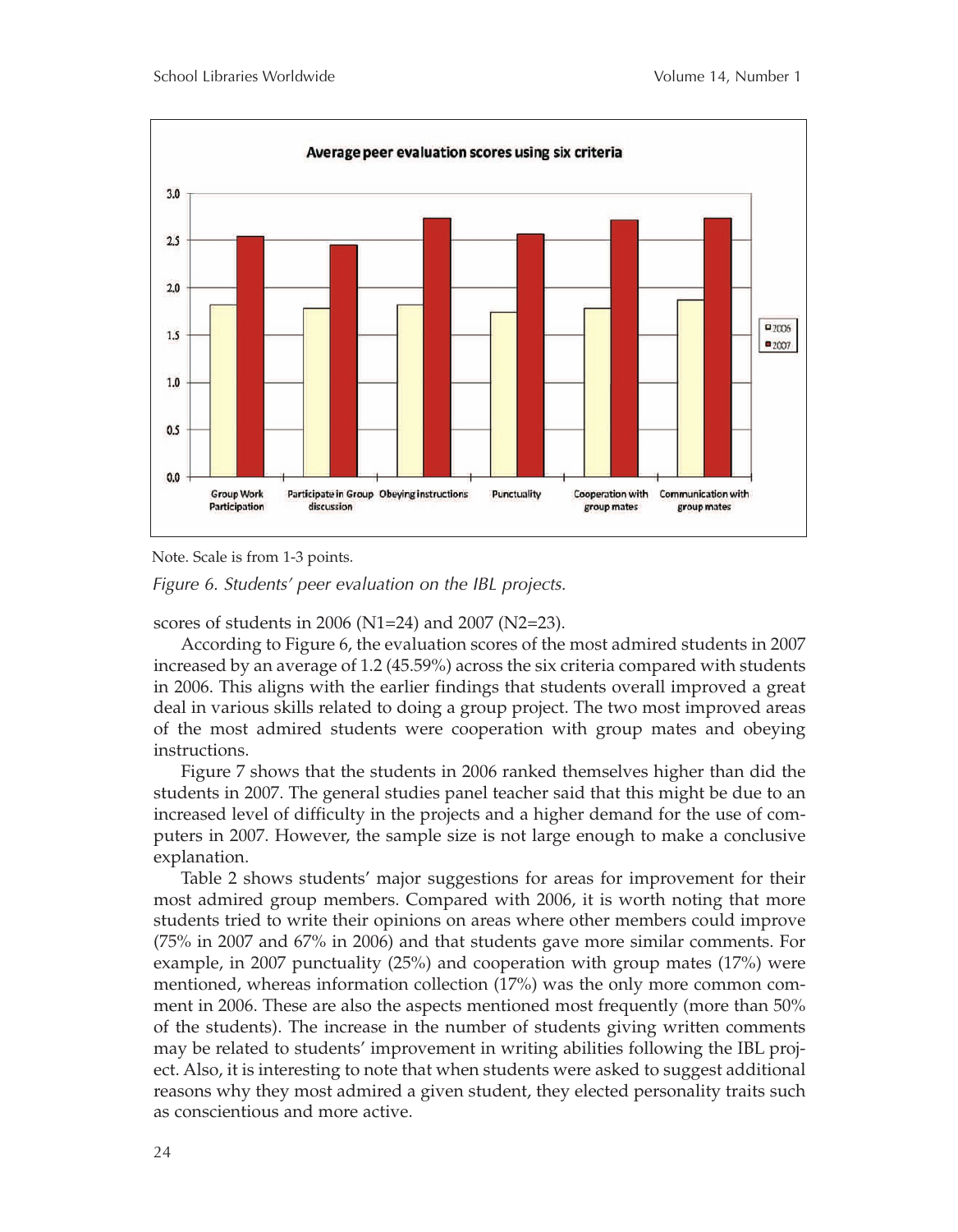Note. Scale is from 1-3 points.

*Figure 6. Students' peer evaluation on the IBL projects.*

scores of students in 2006 (N1=24) and 2007 (N2=23).

According to Figure 6, the evaluation scores of the most admired students in 2007 increased by an average of 1.2 (45.59%) across the six criteria compared with students in 2006. This aligns with the earlier findings that students overall improved a great deal in various skills related to doing a group project. The two most improved areas of the most admired students were cooperation with group mates and obeying instructions.

Figure 7 shows that the students in 2006 ranked themselves higher than did the students in 2007. The general studies panel teacher said that this might be due to an increased level of difficulty in the projects and a higher demand for the use of computers in 2007. However, the sample size is not large enough to make a conclusive explanation.

Table 2 shows students' major suggestions for areas for improvement for their most admired group members. Compared with 2006, it is worth noting that more students tried to write their opinions on areas where other members could improve (75% in 2007 and 67% in 2006) and that students gave more similar comments. For example, in 2007 punctuality (25%) and cooperation with group mates (17%) were mentioned, whereas information collection (17%) was the only more common comment in 2006. These are also the aspects mentioned most frequently (more than 50% of the students). The increase in the number of students giving written comments may be related to students' improvement in writing abilities following the IBL project. Also, it is interesting to note that when students were asked to suggest additional reasons why they most admired a given student, they elected personality traits such as conscientious and more active.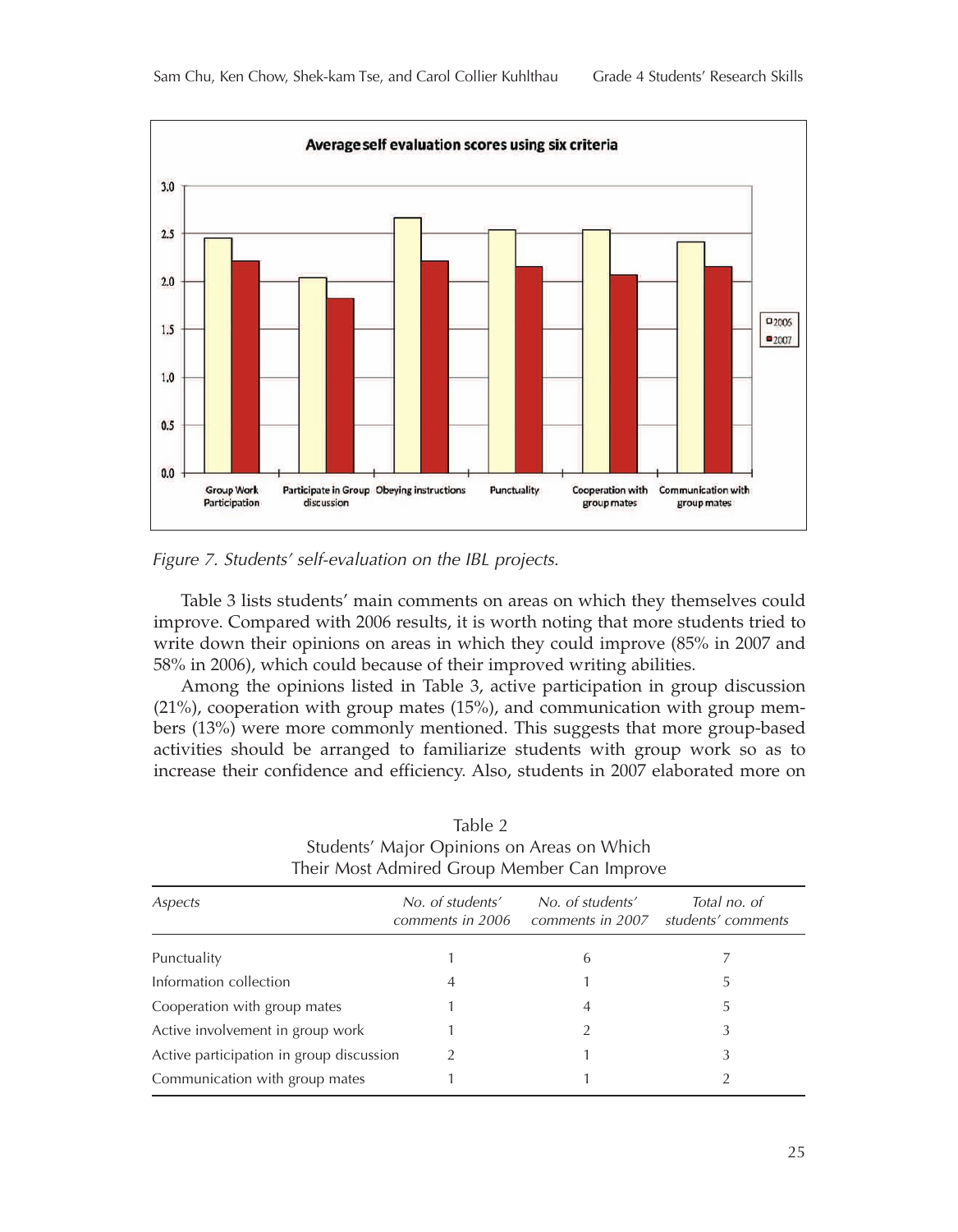Figure 7. Students' self-evaluation on the IBL projects.

Table 3 lists students' main comments on areas on which they themselves could improve. Compared with 2006 results, it is worth noting that more students tried to write down their opinions on areas in which they could improve (85% in 2007 and 58% in 2006), which could because of their improved writing abilities.

Among the opinions listed in Table 3, active participation in group discussion (21%), cooperation with group mates (15%), and communication with group members (13%) were more commonly mentioned. This suggests that more group-based activities should be arranged to familiarize students with group work so as to increase their confidence and efficiency. Also, students in 2007 elaborated more on

Table 2
Students' Major Opinions on Areas on Which Their Most Admired Group Member Can Improve

| *Aspects* | *No. of students' comments in 2006* | *No. of students' comments in 2007* | *Total no. of students' comments* |
|---|---|---|---|
| Punctuality | 1 | 6 | 7 |
| Information collection | 4 | 1 | 5 |
| Cooperation with group mates | 1 | 4 | 5 |
| Active involvement in group work | 1 | 2 | 3 |
| Active participation in group discussion | 2 | 1 | 3 |
| Communication with group mates | 1 | 1 | 2 |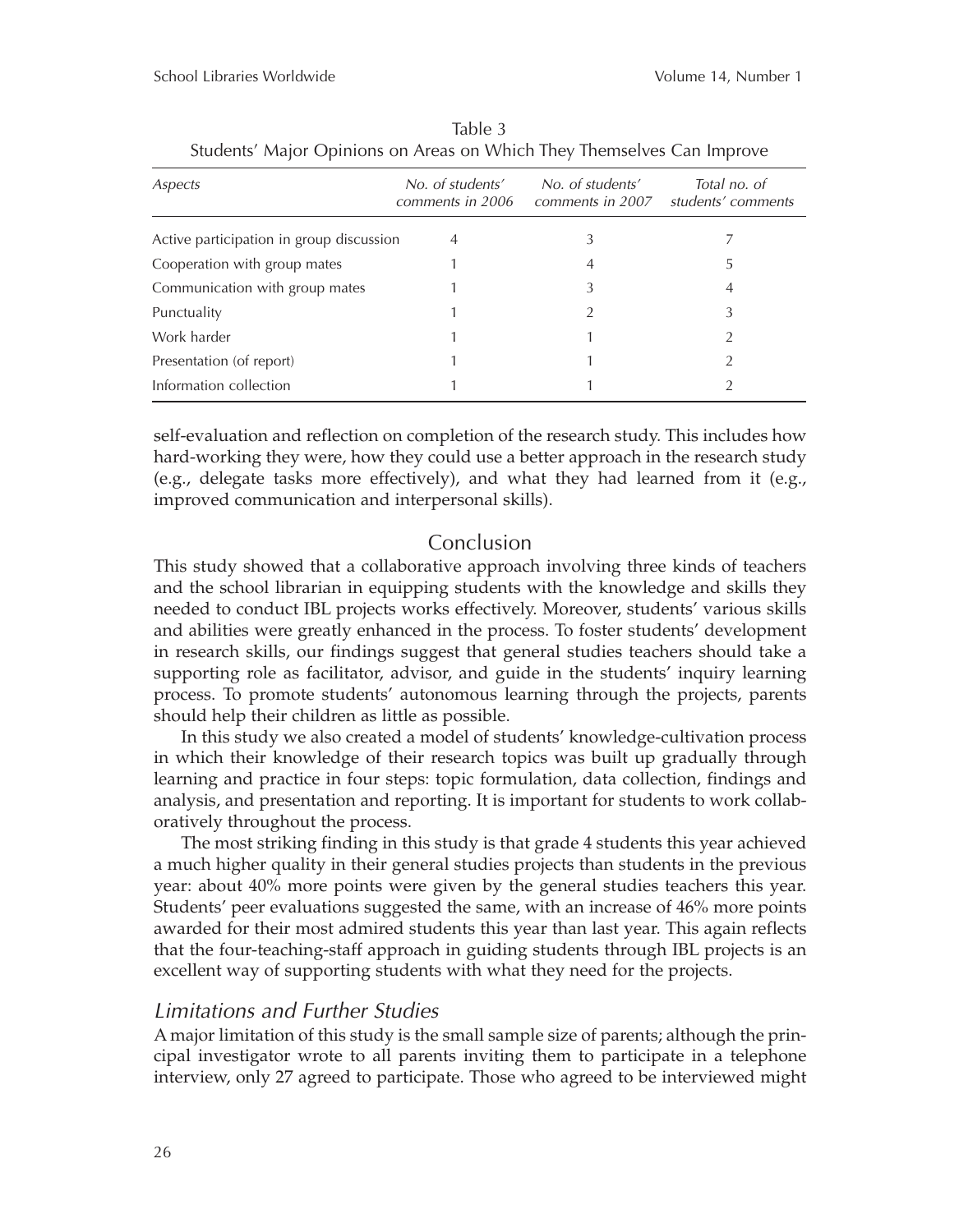Table 3
Students' Major Opinions on Areas on Which They Themselves Can Improve

| *Aspects* | *No. of students' comments in 2006* | *No. of students' comments in 2007* | *Total no. of students' comments* |
|---|---|---|---|
| Active participation in group discussion | 4 | 3 | 7 |
| Cooperation with group mates | 1 | 4 | 5 |
| Communication with group mates | 1 | 3 | 4 |
| Punctuality | 1 | 2 | 3 |
| Work harder | 1 | 1 | 2 |
| Presentation (of report) | 1 | 1 | 2 |
| Information collection | 1 | 1 | 2 |

self-evaluation and reflection on completion of the research study. This includes how hard-working they were, how they could use a better approach in the research study (e.g., delegate tasks more effectively), and what they had learned from it (e.g., improved communication and interpersonal skills).

## Conclusion

This study showed that a collaborative approach involving three kinds of teachers and the school librarian in equipping students with the knowledge and skills they needed to conduct IBL projects works effectively. Moreover, students' various skills and abilities were greatly enhanced in the process. To foster students' development in research skills, our findings suggest that general studies teachers should take a supporting role as facilitator, advisor, and guide in the students' inquiry learning process. To promote students' autonomous learning through the projects, parents should help their children as little as possible.

In this study we also created a model of students' knowledge-cultivation process in which their knowledge of their research topics was built up gradually through learning and practice in four steps: topic formulation, data collection, findings and analysis, and presentation and reporting. It is important for students to work collaboratively throughout the process.

The most striking finding in this study is that grade 4 students this year achieved a much higher quality in their general studies projects than students in the previous year: about 40% more points were given by the general studies teachers this year. Students' peer evaluations suggested the same, with an increase of 46% more points awarded for their most admired students this year than last year. This again reflects that the four-teaching-staff approach in guiding students through IBL projects is an excellent way of supporting students with what they need for the projects.

### *Limitations and Further Studies*

A major limitation of this study is the small sample size of parents; although the principal investigator wrote to all parents inviting them to participate in a telephone interview, only 27 agreed to participate. Those who agreed to be interviewed might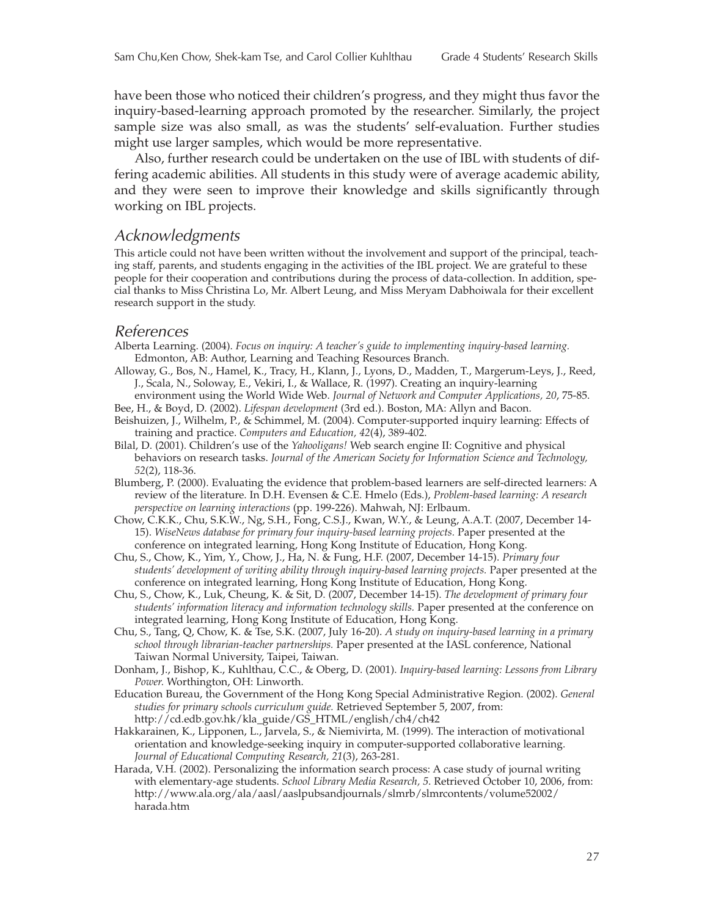have been those who noticed their children's progress, and they might thus favor the inquiry-based-learning approach promoted by the researcher. Similarly, the project sample size was also small, as was the students' self-evaluation. Further studies might use larger samples, which would be more representative.

Also, further research could be undertaken on the use of IBL with students of differing academic abilities. All students in this study were of average academic ability, and they were seen to improve their knowledge and skills significantly through working on IBL projects.

## Acknowledgments

This article could not have been written without the involvement and support of the principal, teaching staff, parents, and students engaging in the activities of the IBL project. We are grateful to these people for their cooperation and contributions during the process of data-collection. In addition, special thanks to Miss Christina Lo, Mr. Albert Leung, and Miss Meryam Dabhoiwala for their excellent research support in the study.

## References

Alberta Learning. (2004). *Focus on inquiry: A teacher's guide to implementing inquiry-based learning.* Edmonton, AB: Author, Learning and Teaching Resources Branch.

Alloway, G., Bos, N., Hamel, K., Tracy, H., Klann, J., Lyons, D., Madden, T., Margerum-Leys, J., Reed, J., Scala, N., Soloway, E., Vekiri, I., & Wallace, R. (1997). Creating an inquiry-learning environment using the World Wide Web. *Journal of Network and Computer Applications, 20*, 75-85.

Bee, H., & Boyd, D. (2002). *Lifespan development* (3rd ed.). Boston, MA: Allyn and Bacon.

Beishuizen, J., Wilhelm, P., & Schimmel, M. (2004). Computer-supported inquiry learning: Effects of training and practice. *Computers and Education, 42*(4), 389-402.

Bilal, D. (2001). Children's use of the *Yahooligans!* Web search engine II: Cognitive and physical behaviors on research tasks. *Journal of the American Society for Information Science and Technology, 52*(2), 118-36.

Blumberg, P. (2000). Evaluating the evidence that problem-based learners are self-directed learners: A review of the literature. In D.H. Evensen & C.E. Hmelo (Eds.), *Problem-based learning: A research perspective on learning interactions* (pp. 199-226). Mahwah, NJ: Erlbaum.

Chow, C.K.K., Chu, S.K.W., Ng, S.H., Fong, C.S.J., Kwan, W.Y., & Leung, A.A.T. (2007, December 14-15). *WiseNews database for primary four inquiry-based learning projects.* Paper presented at the conference on integrated learning, Hong Kong Institute of Education, Hong Kong.

Chu, S., Chow, K., Yim, Y., Chow, J., Ha, N. & Fung, H.F. (2007, December 14-15). *Primary four students' development of writing ability through inquiry-based learning projects.* Paper presented at the conference on integrated learning, Hong Kong Institute of Education, Hong Kong.

Chu, S., Chow, K., Luk, Cheung, K. & Sit, D. (2007, December 14-15). *The development of primary four students' information literacy and information technology skills.* Paper presented at the conference on integrated learning, Hong Kong Institute of Education, Hong Kong.

Chu, S., Tang, Q, Chow, K. & Tse, S.K. (2007, July 16-20). *A study on inquiry-based learning in a primary school through librarian-teacher partnerships.* Paper presented at the IASL conference, National Taiwan Normal University, Taipei, Taiwan.

Donham, J., Bishop, K., Kuhlthau, C.C., & Oberg, D. (2001). *Inquiry-based learning: Lessons from Library Power.* Worthington, OH: Linworth.

Education Bureau, the Government of the Hong Kong Special Administrative Region. (2002). *General studies for primary schools curriculum guide.* Retrieved September 5, 2007, from: http://cd.edb.gov.hk/kla_guide/GS_HTML/english/ch4/ch42

Hakkarainen, K., Lipponen, L., Jarvela, S., & Niemivirta, M. (1999). The interaction of motivational orientation and knowledge-seeking inquiry in computer-supported collaborative learning. *Journal of Educational Computing Research, 21*(3), 263-281.

Harada, V.H. (2002). Personalizing the information search process: A case study of journal writing with elementary-age students. *School Library Media Research, 5*. Retrieved October 10, 2006, from: http://www.ala.org/ala/aasl/aaslpubsandjournals/slmrb/slmrcontents/volume52002/harada.htm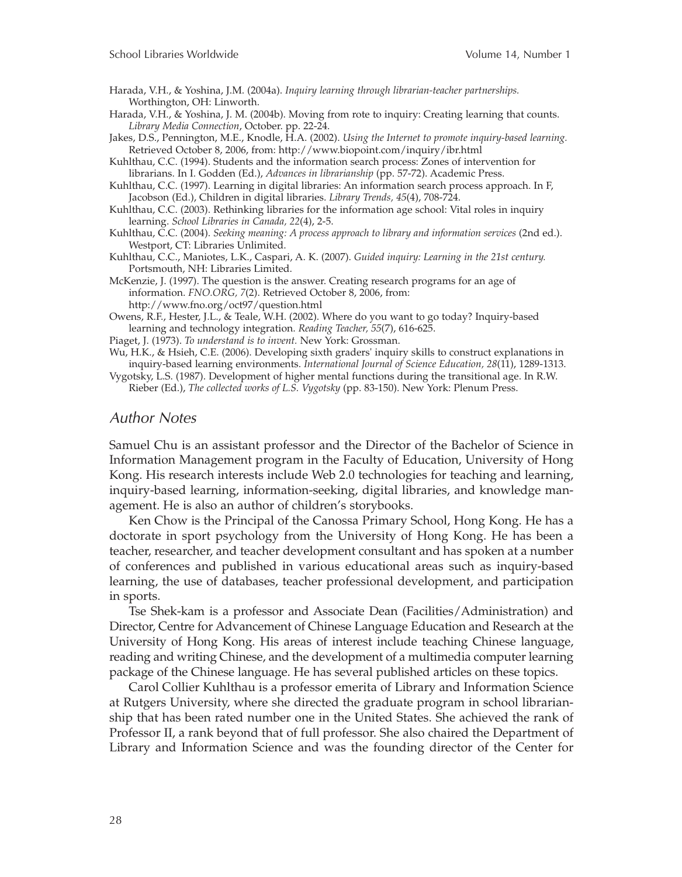Harada, V.H., & Yoshina, J.M. (2004a). *Inquiry learning through librarian-teacher partnerships.* Worthington, OH: Linworth.

Harada, V.H., & Yoshina, J. M. (2004b). Moving from rote to inquiry: Creating learning that counts. *Library Media Connection*, October. pp. 22-24.

Jakes, D.S., Pennington, M.E., Knodle, H.A. (2002). *Using the Internet to promote inquiry-based learning.* Retrieved October 8, 2006, from: http://www.biopoint.com/inquiry/ibr.html

Kuhlthau, C.C. (1994). Students and the information search process: Zones of intervention for librarians. In I. Godden (Ed.), *Advances in librarianship* (pp. 57-72). Academic Press.

Kuhlthau, C.C. (1997). Learning in digital libraries: An information search process approach. In F, Jacobson (Ed.), Children in digital libraries. *Library Trends, 45*(4), 708-724.

Kuhlthau, C.C. (2003). Rethinking libraries for the information age school: Vital roles in inquiry learning. *School Libraries in Canada, 22*(4), 2-5.

Kuhlthau, C.C. (2004). *Seeking meaning: A process approach to library and information services* (2nd ed.). Westport, CT: Libraries Unlimited.

Kuhlthau, C.C., Maniotes, L.K., Caspari, A. K. (2007). *Guided inquiry: Learning in the 21st century.* Portsmouth, NH: Libraries Limited.

McKenzie, J. (1997). The question is the answer. Creating research programs for an age of information. *FNO.ORG, 7*(2). Retrieved October 8, 2006, from: http://www.fno.org/oct97/question.html

Owens, R.F., Hester, J.L., & Teale, W.H. (2002). Where do you want to go today? Inquiry-based learning and technology integration. *Reading Teacher, 55*(7), 616-625.

Piaget, J. (1973). *To understand is to invent.* New York: Grossman.

Wu, H.K., & Hsieh, C.E. (2006). Developing sixth graders' inquiry skills to construct explanations in inquiry-based learning environments. *International Journal of Science Education, 28*(11), 1289-1313.

Vygotsky, L.S. (1987). Development of higher mental functions during the transitional age. In R.W. Rieber (Ed.), *The collected works of L.S. Vygotsky* (pp. 83-150). New York: Plenum Press.

## Author Notes

Samuel Chu is an assistant professor and the Director of the Bachelor of Science in Information Management program in the Faculty of Education, University of Hong Kong. His research interests include Web 2.0 technologies for teaching and learning, inquiry-based learning, information-seeking, digital libraries, and knowledge management. He is also an author of children's storybooks.

Ken Chow is the Principal of the Canossa Primary School, Hong Kong. He has a doctorate in sport psychology from the University of Hong Kong. He has been a teacher, researcher, and teacher development consultant and has spoken at a number of conferences and published in various educational areas such as inquiry-based learning, the use of databases, teacher professional development, and participation in sports.

Tse Shek-kam is a professor and Associate Dean (Facilities/Administration) and Director, Centre for Advancement of Chinese Language Education and Research at the University of Hong Kong. His areas of interest include teaching Chinese language, reading and writing Chinese, and the development of a multimedia computer learning package of the Chinese language. He has several published articles on these topics.

Carol Collier Kuhlthau is a professor emerita of Library and Information Science at Rutgers University, where she directed the graduate program in school librarianship that has been rated number one in the United States. She achieved the rank of Professor II, a rank beyond that of full professor. She also chaired the Department of Library and Information Science and was the founding director of the Center for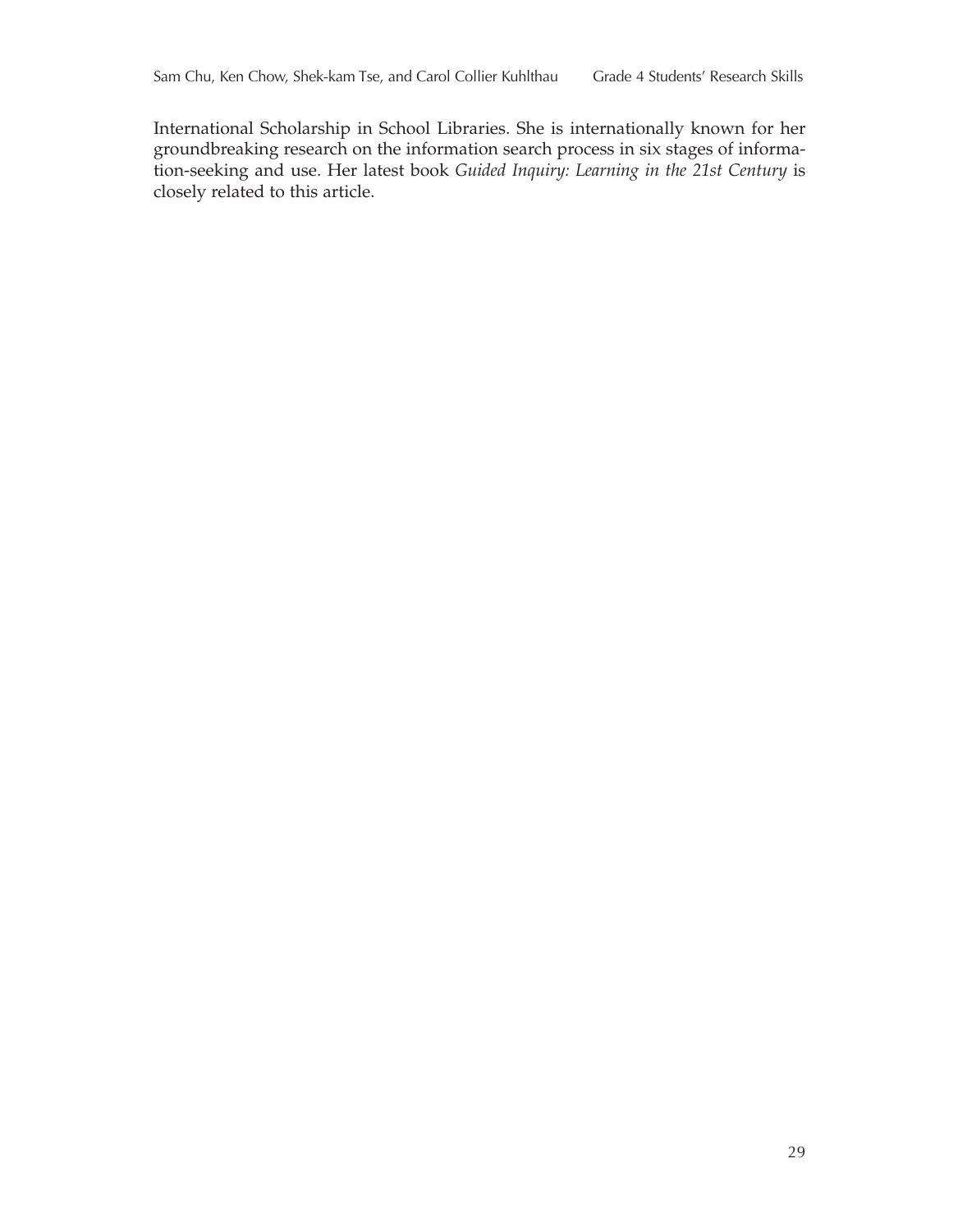International Scholarship in School Libraries. She is internationally known for her groundbreaking research on the information search process in six stages of information-seeking and use. Her latest book *Guided Inquiry: Learning in the 21st Century* is closely related to this article.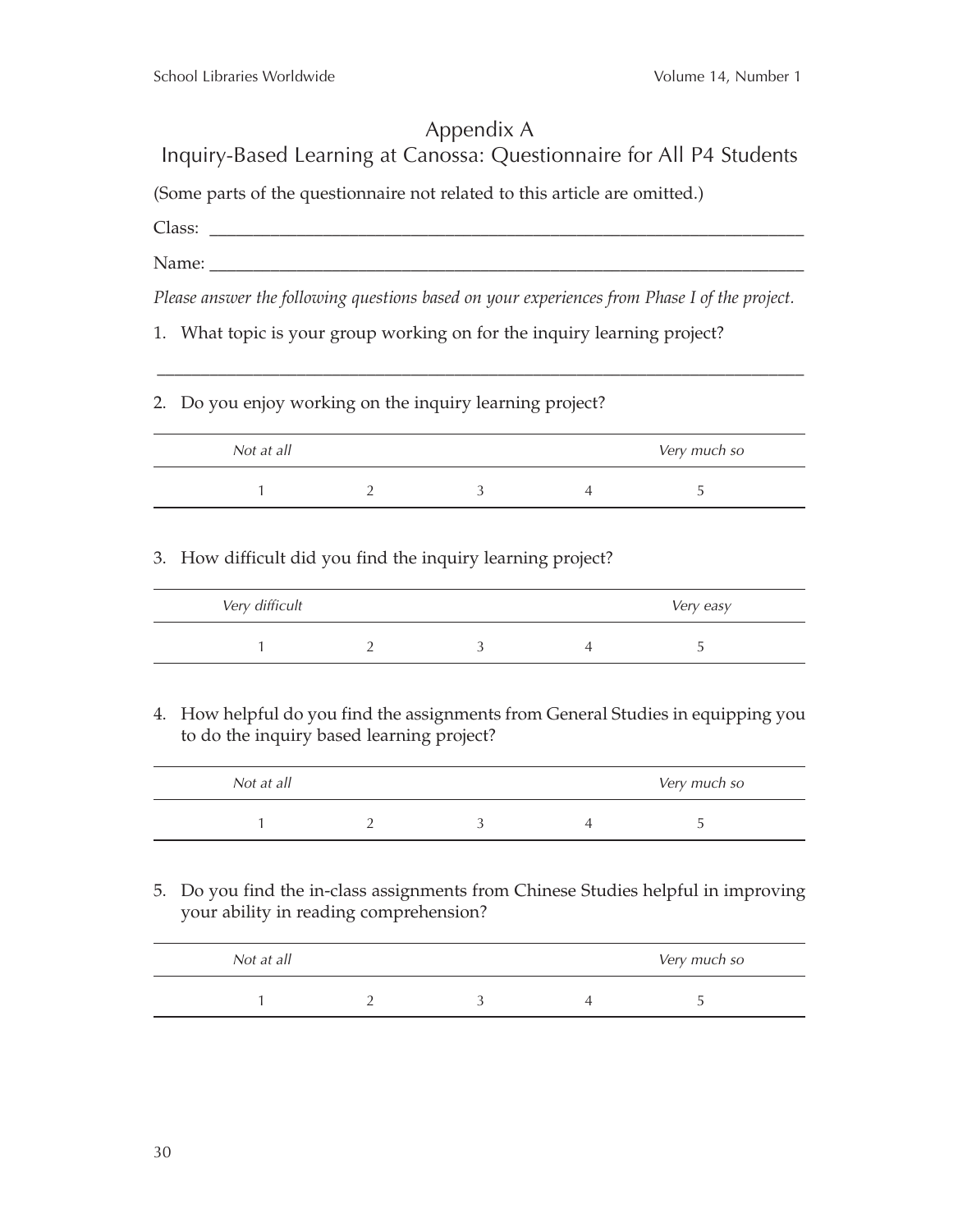# Appendix A

## Inquiry-Based Learning at Canossa: Questionnaire for All P4 Students

(Some parts of the questionnaire not related to this article are omitted.)

Class: ______________________________________________________________

Name: ______________________________________________________________

*Please answer the following questions based on your experiences from Phase I of the project.*

1. What topic is your group working on for the inquiry learning project?

______________________________________________________________

2. Do you enjoy working on the inquiry learning project?

| *Not at all* | | | | *Very much so* |
|---|---|---|---|---|
| 1 | 2 | 3 | 4 | 5 |

3. How difficult did you find the inquiry learning project?

| *Very difficult* | | | | *Very easy* |
|---|---|---|---|---|
| 1 | 2 | 3 | 4 | 5 |

4. How helpful do you find the assignments from General Studies in equipping you to do the inquiry based learning project?

| *Not at all* | | | | *Very much so* |
|---|---|---|---|---|
| 1 | 2 | 3 | 4 | 5 |

5. Do you find the in-class assignments from Chinese Studies helpful in improving your ability in reading comprehension?

| *Not at all* | | | | *Very much so* |
|---|---|---|---|---|
| 1 | 2 | 3 | 4 | 5 |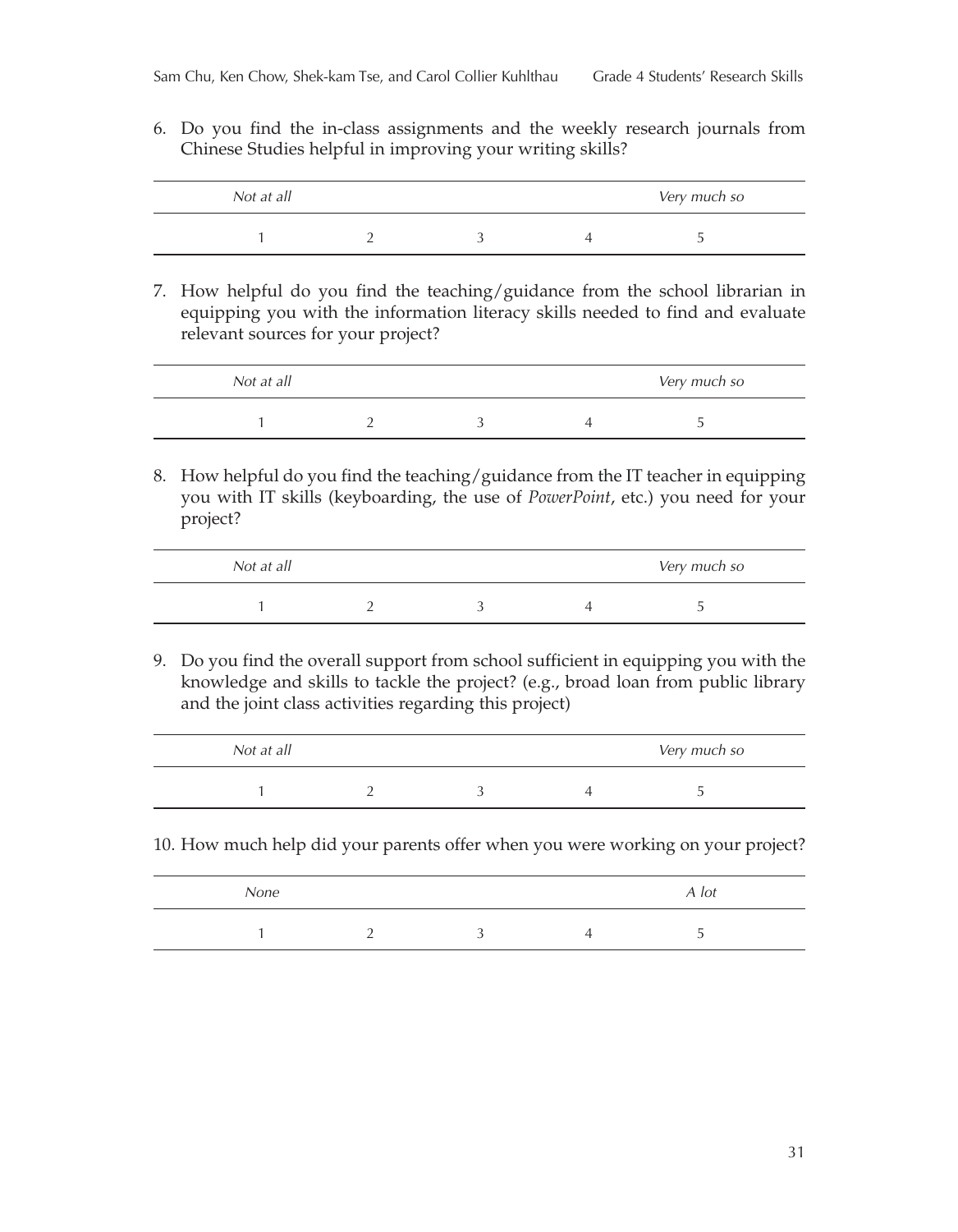6. Do you find the in-class assignments and the weekly research journals from Chinese Studies helpful in improving your writing skills?

| *Not at all* | | | | *Very much so* |
|---|---|---|---|---|
| 1 | 2 | 3 | 4 | 5 |

7. How helpful do you find the teaching/guidance from the school librarian in equipping you with the information literacy skills needed to find and evaluate relevant sources for your project?

| *Not at all* | | | | *Very much so* |
|---|---|---|---|---|
| 1 | 2 | 3 | 4 | 5 |

8. How helpful do you find the teaching/guidance from the IT teacher in equipping you with IT skills (keyboarding, the use of *PowerPoint*, etc.) you need for your project?

| *Not at all* | | | | *Very much so* |
|---|---|---|---|---|
| 1 | 2 | 3 | 4 | 5 |

9. Do you find the overall support from school sufficient in equipping you with the knowledge and skills to tackle the project? (e.g., broad loan from public library and the joint class activities regarding this project)

| *Not at all* | | | | *Very much so* |
|---|---|---|---|---|
| 1 | 2 | 3 | 4 | 5 |

10. How much help did your parents offer when you were working on your project?

| *None* | | | | *A lot* |
|---|---|---|---|---|
| 1 | 2 | 3 | 4 | 5 |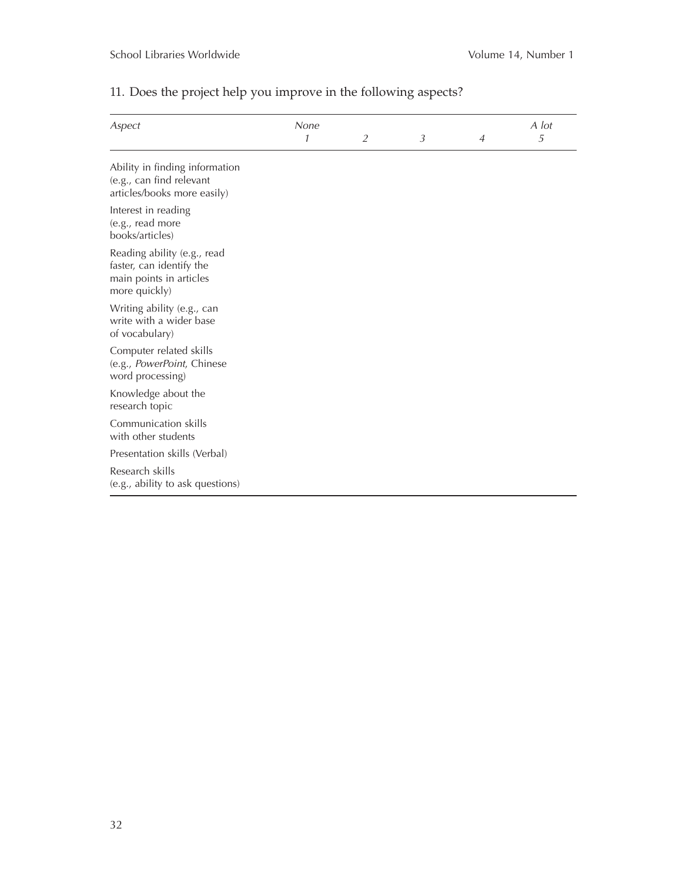11. Does the project help you improve in the following aspects?

| *Aspect* | *None* 1 | 2 | 3 | 4 | *A lot* 5 |
|---|---|---|---|---|---|
| Ability in finding information (e.g., can find relevant articles/books more easily) | | | | | |
| Interest in reading (e.g., read more books/articles) | | | | | |
| Reading ability (e.g., read faster, can identify the main points in articles more quickly) | | | | | |
| Writing ability (e.g., can write with a wider base of vocabulary) | | | | | |
| Computer related skills (e.g., *PowerPoint*, Chinese word processing) | | | | | |
| Knowledge about the research topic | | | | | |
| Communication skills with other students | | | | | |
| Presentation skills (Verbal) | | | | | |
| Research skills (e.g., ability to ask questions) | | | | | |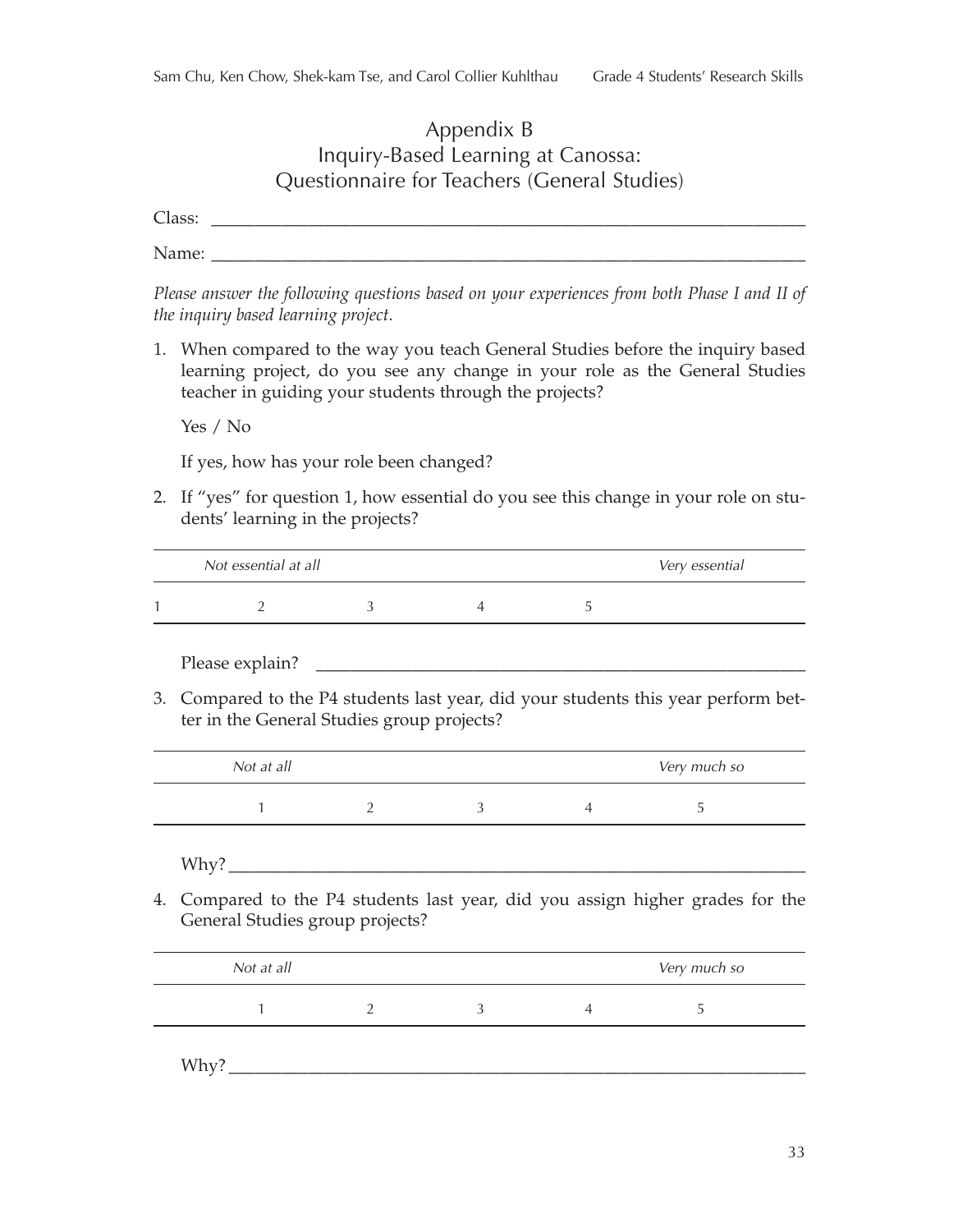# Appendix B
## Inquiry-Based Learning at Canossa: Questionnaire for Teachers (General Studies)

Class: ______________________________________________________________

Name: ______________________________________________________________

*Please answer the following questions based on your experiences from both Phase I and II of the inquiry based learning project.*

1. When compared to the way you teach General Studies before the inquiry based learning project, do you see any change in your role as the General Studies teacher in guiding your students through the projects?

   Yes / No

   If yes, how has your role been changed?

2. If "yes" for question 1, how essential do you see this change in your role on students' learning in the projects?

| *Not essential at all* | | | | *Very essential* |
|---|---|---|---|---|
| 1 | 2 | 3 | 4 | 5 |

   Please explain? ______________________________________________

3. Compared to the P4 students last year, did your students this year perform better in the General Studies group projects?

| *Not at all* | | | | *Very much so* |
|---|---|---|---|---|
| 1 | 2 | 3 | 4 | 5 |

   Why? ______________________________________________________

4. Compared to the P4 students last year, did you assign higher grades for the General Studies group projects?

| *Not at all* | | | | *Very much so* |
|---|---|---|---|---|
| 1 | 2 | 3 | 4 | 5 |

   Why? ______________________________________________________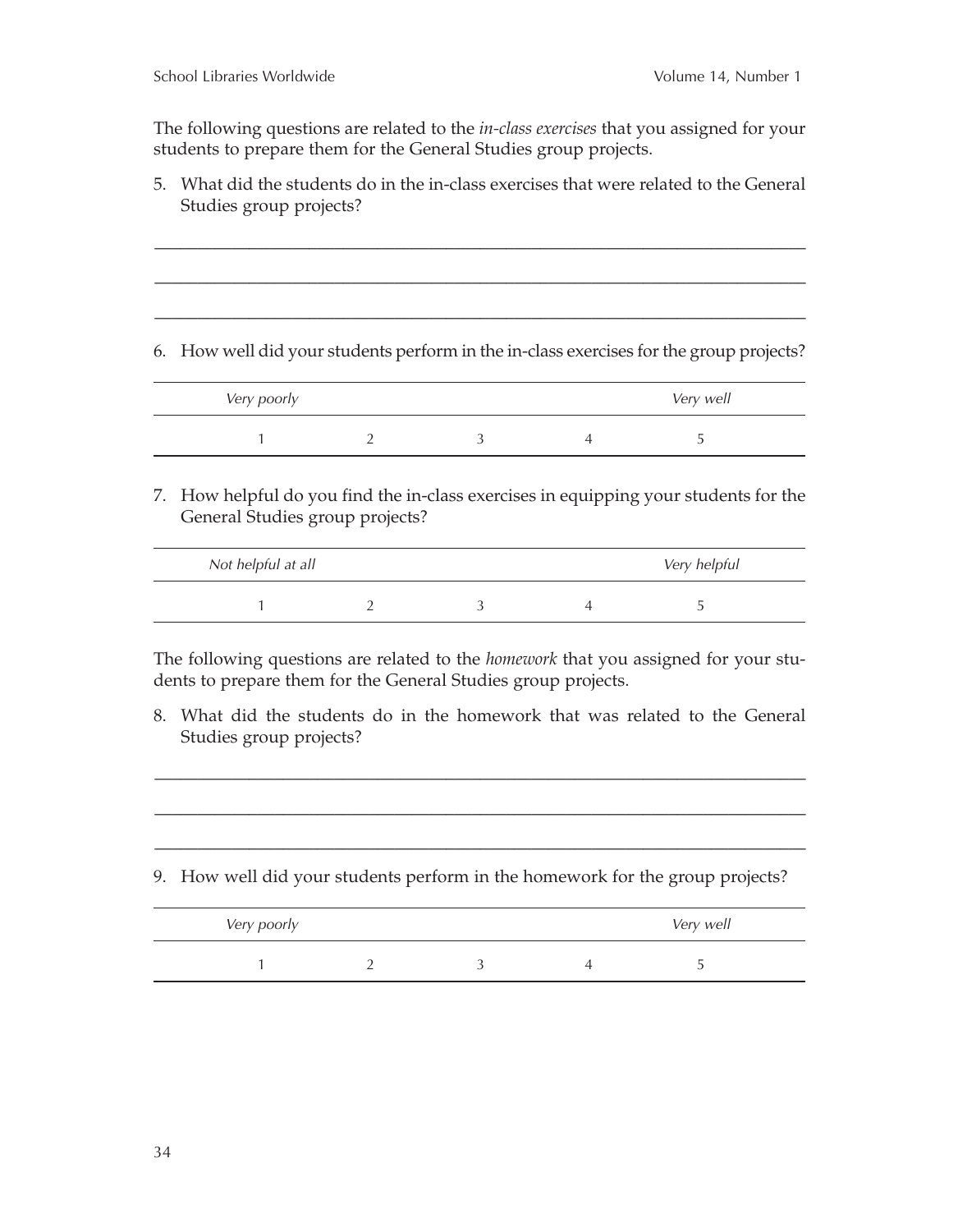The following questions are related to the *in-class exercises* that you assigned for your students to prepare them for the General Studies group projects.

5. What did the students do in the in-class exercises that were related to the General Studies group projects?

______________________________________________________________________

______________________________________________________________________

______________________________________________________________________

6. How well did your students perform in the in-class exercises for the group projects?

| *Very poorly* | | | | *Very well* |
|---|---|---|---|---|
| 1 | 2 | 3 | 4 | 5 |

7. How helpful do you find the in-class exercises in equipping your students for the General Studies group projects?

| *Not helpful at all* | | | | *Very helpful* |
|---|---|---|---|---|
| 1 | 2 | 3 | 4 | 5 |

The following questions are related to the *homework* that you assigned for your students to prepare them for the General Studies group projects.

8. What did the students do in the homework that was related to the General Studies group projects?

______________________________________________________________________

______________________________________________________________________

______________________________________________________________________

9. How well did your students perform in the homework for the group projects?

| *Very poorly* | | | | *Very well* |
|---|---|---|---|---|
| 1 | 2 | 3 | 4 | 5 |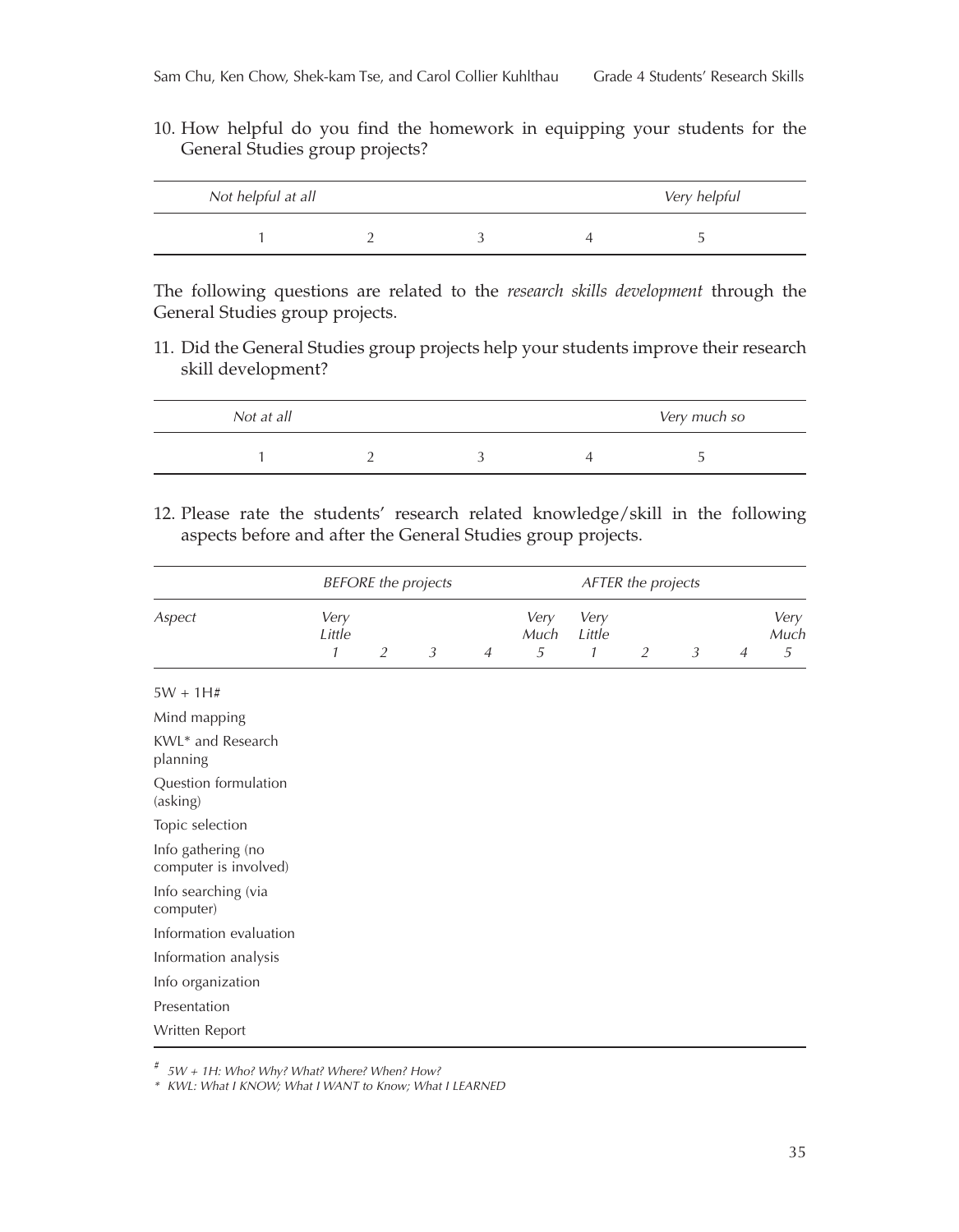10. How helpful do you find the homework in equipping your students for the General Studies group projects?

| *Not helpful at all* | | | | *Very helpful* |
|---|---|---|---|---|
| 1 | 2 | 3 | 4 | 5 |

The following questions are related to the *research skills development* through the General Studies group projects.

11. Did the General Studies group projects help your students improve their research skill development?

| *Not at all* | | | | *Very much so* |
|---|---|---|---|---|
| 1 | 2 | 3 | 4 | 5 |

12. Please rate the students' research related knowledge/skill in the following aspects before and after the General Studies group projects.

| | *BEFORE the projects* | | | | | *AFTER the projects* | | | | |
|---|---|---|---|---|---|---|---|---|---|---|
| *Aspect* | *Very Little* 1 | *2* | *3* | *4* | *Very Much* 5 | *Very Little* 1 | *2* | *3* | *4* | *Very Much* 5 |
| 5W + 1H# | | | | | | | | | | |
| Mind mapping | | | | | | | | | | |
| KWL* and Research planning | | | | | | | | | | |
| Question formulation (asking) | | | | | | | | | | |
| Topic selection | | | | | | | | | | |
| Info gathering (no computer is involved) | | | | | | | | | | |
| Info searching (via computer) | | | | | | | | | | |
| Information evaluation | | | | | | | | | | |
| Information analysis | | | | | | | | | | |
| Info organization | | | | | | | | | | |
| Presentation | | | | | | | | | | |
| Written Report | | | | | | | | | | |

# *5W + 1H: Who? Why? What? Where? When? How?*

\* *KWL: What I KNOW; What I WANT to Know; What I LEARNED*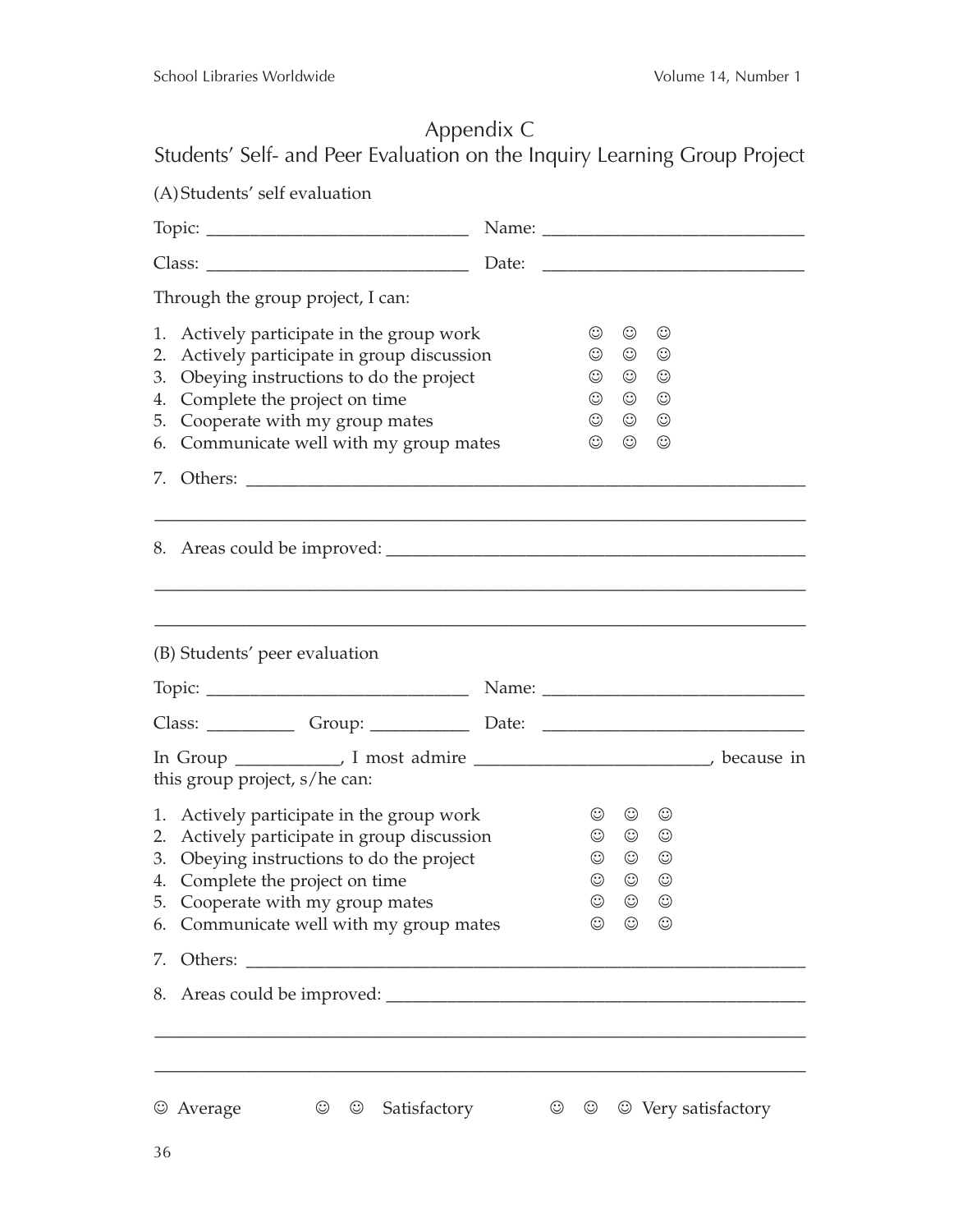# Appendix C

## Students' Self- and Peer Evaluation on the Inquiry Learning Group Project

(A) Students' self evaluation

Topic: ______________________________ Name: ______________________________

Class: ______________________________ Date: ______________________________

Through the group project, I can:

| | | | | |
|---|---|---|---|---|
| 1. | Actively participate in the group work | ☺ | ☺ | ☺ |
| 2. | Actively participate in group discussion | ☺ | ☺ | ☺ |
| 3. | Obeying instructions to do the project | ☺ | ☺ | ☺ |
| 4. | Complete the project on time | ☺ | ☺ | ☺ |
| 5. | Cooperate with my group mates | ☺ | ☺ | ☺ |
| 6. | Communicate well with my group mates | ☺ | ☺ | ☺ |

7. Others: ______________________________________________________________

______________________________________________________________________

8. Areas could be improved: _____________________________________________

______________________________________________________________________

______________________________________________________________________

(B) Students' peer evaluation

Topic: ______________________________ Name: ______________________________

Class: __________ Group: ___________ Date: ______________________________

In Group ___________, I most admire __________________________, because in this group project, s/he can:

| | | | | |
|---|---|---|---|---|
| 1. | Actively participate in the group work | ☺ | ☺ | ☺ |
| 2. | Actively participate in group discussion | ☺ | ☺ | ☺ |
| 3. | Obeying instructions to do the project | ☺ | ☺ | ☺ |
| 4. | Complete the project on time | ☺ | ☺ | ☺ |
| 5. | Cooperate with my group mates | ☺ | ☺ | ☺ |
| 6. | Communicate well with my group mates | ☺ | ☺ | ☺ |

7. Others: ______________________________________________________________

8. Areas could be improved: _____________________________________________

______________________________________________________________________

______________________________________________________________________

☺ Average ☺ ☺ Satisfactory ☺ ☺ ☺ Very satisfactory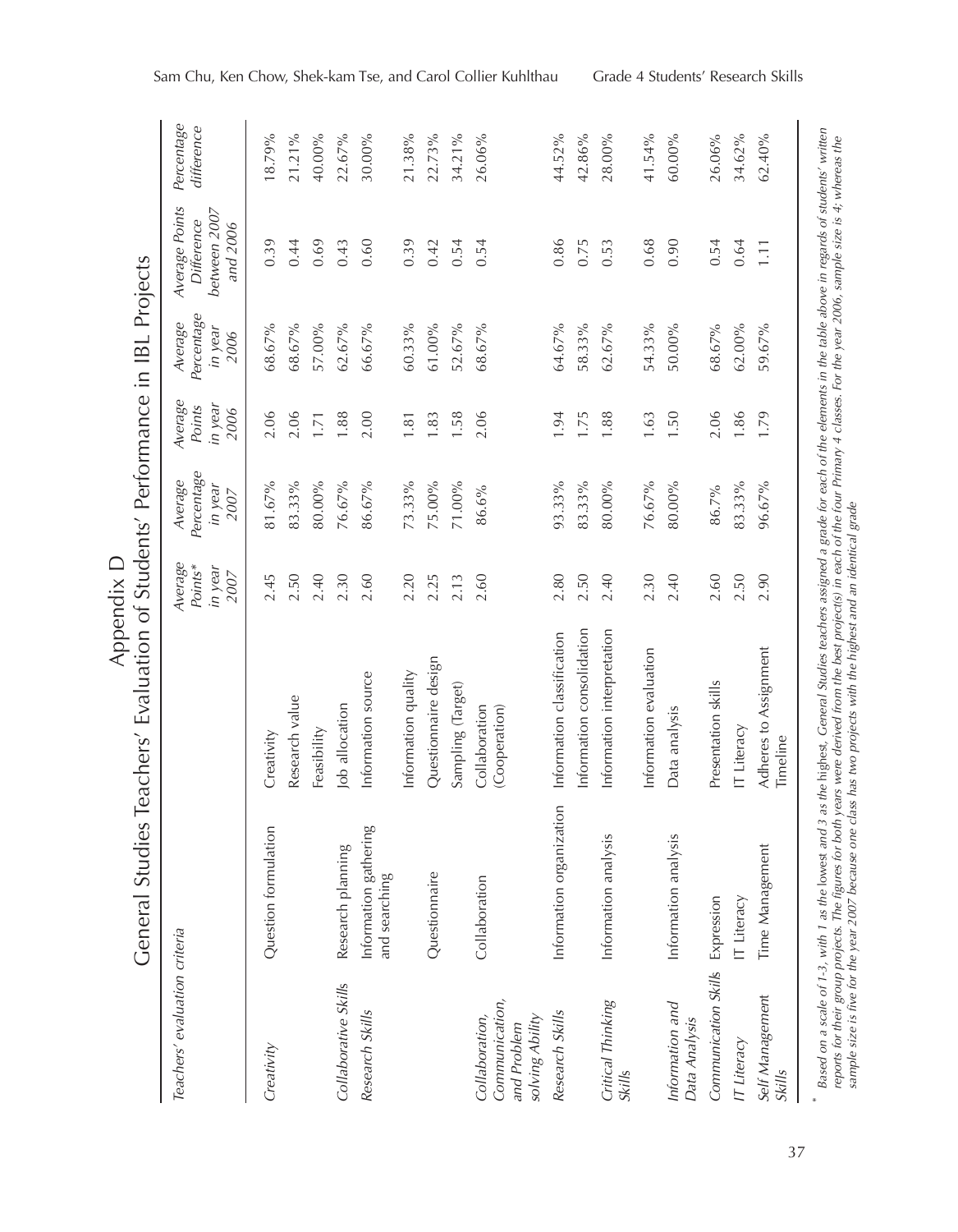# Appendix D

## General Studies Teachers' Evaluation of Students' Performance in IBL Projects

| Teachers' evaluation criteria | | | Average Points* in year 2007 | Average Percentage in year 2007 | Average Points in year 2006 | Average Percentage in year 2006 | Average Points Difference between 2007 and 2006 | Percentage difference |
|---|---|---|---|---|---|---|---|---|
| *Creativity* | Question formulation | Creativity | 2.45 | 81.67% | 2.06 | 68.67% | 0.39 | 18.79% |
| | | Research value | 2.50 | 83.33% | 2.06 | 68.67% | 0.44 | 21.21% |
| | | Feasibility | 2.40 | 80.00% | 1.71 | 57.00% | 0.69 | 40.00% |
| *Collaborative Skills* | Research planning | Job allocation | 2.30 | 76.67% | 1.88 | 62.67% | 0.43 | 22.67% |
| *Research Skills* | Information gathering and searching | Information source | 2.60 | 86.67% | 2.00 | 66.67% | 0.60 | 30.00% |
| | | Information quality | 2.20 | 73.33% | 1.81 | 60.33% | 0.39 | 21.38% |
| | Questionnaire | Questionnaire design | 2.25 | 75.00% | 1.83 | 61.00% | 0.42 | 22.73% |
| | | Sampling (Target) | 2.13 | 71.00% | 1.58 | 52.67% | 0.54 | 34.21% |
| *Collaboration, Communication, and Problem solving Ability* | Collaboration | Collaboration (Cooperation) | 2.60 | 86.6% | 2.06 | 68.67% | 0.54 | 26.06% |
| *Research Skills* | Information organization | Information classification | 2.80 | 93.33% | 1.94 | 64.67% | 0.86 | 44.52% |
| | | Information consolidation | 2.50 | 83.33% | 1.75 | 58.33% | 0.75 | 42.86% |
| *Critical Thinking Skills* | Information analysis | Information interpretation | 2.40 | 80.00% | 1.88 | 62.67% | 0.53 | 28.00% |
| | | Information evaluation | 2.30 | 76.67% | 1.63 | 54.33% | 0.68 | 41.54% |
| *Information and Data Analysis* | Information analysis | Data analysis | 2.40 | 80.00% | 1.50 | 50.00% | 0.90 | 60.00% |
| *Communication Skills* | Expression | Presentation skills | 2.60 | 86.7% | 2.06 | 68.67% | 0.54 | 26.06% |
| *IT Literacy* | IT Literacy | IT Literacy | 2.50 | 83.33% | 1.86 | 62.00% | 0.64 | 34.62% |
| *Self Management Skills* | Time Management | Adheres to Assignment Timeline | 2.90 | 96.67% | 1.79 | 59.67% | 1.11 | 62.40% |

\* *Based on a scale of 1-3, with 1 as the lowest and 3 as the highest. General Studies teachers assigned a grade for each of the elements in the table above in regards of students' written reports for their group projects. The figures for both years were derived from the best project(s) in each of the four Primary 4 classes. For the year 2006, sample size is 4; whereas the sample size is five for the year 2007 because one class has two projects with the highest and an identical grade*